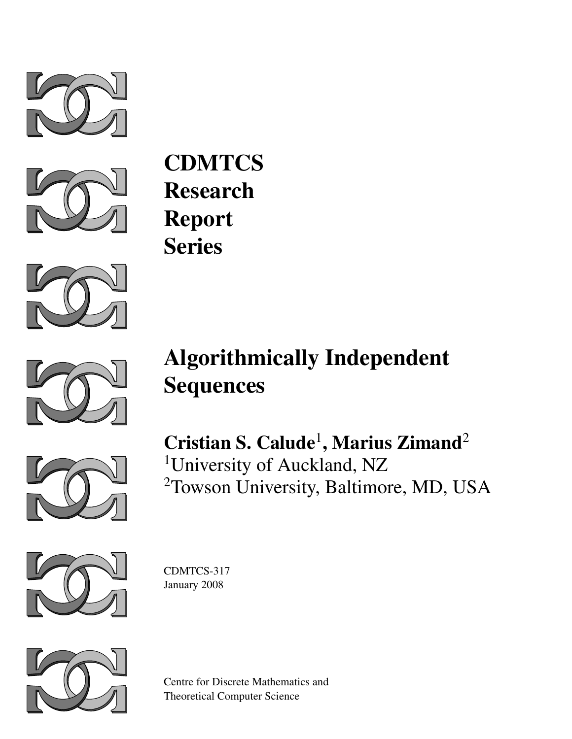# CDMTCS Research Report Series

# Algorithmically Independent Sequences

**Cristian S. Calude**[1]**, Marius Zimand**[2]

[1]University of Auckland, NZ
[2]Towson University, Baltimore, MD, USA

CDMTCS-317
January 2008

Centre for Discrete Mathematics and
Theoretical Computer Science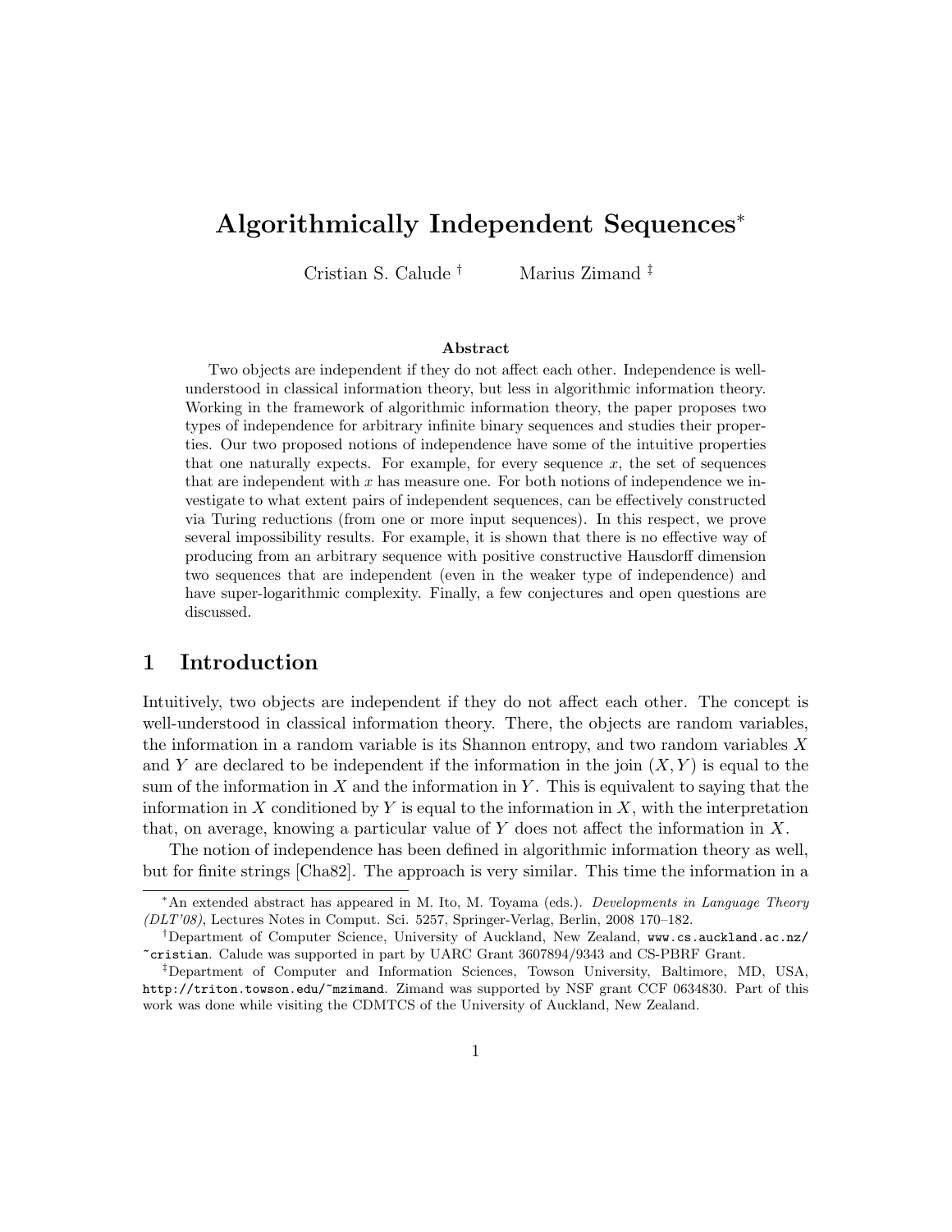# Algorithmically Independent Sequences*

Cristian S. Calude [†] Marius Zimand [‡]

### Abstract

Two objects are independent if they do not affect each other. Independence is well-understood in classical information theory, but less in algorithmic information theory. Working in the framework of algorithmic information theory, the paper proposes two types of independence for arbitrary infinite binary sequences and studies their properties. Our two proposed notions of independence have some of the intuitive properties that one naturally expects. For example, for every sequence $x$, the set of sequences that are independent with $x$ has measure one. For both notions of independence we investigate to what extent pairs of independent sequences, can be effectively constructed via Turing reductions (from one or more input sequences). In this respect, we prove several impossibility results. For example, it is shown that there is no effective way of producing from an arbitrary sequence with positive constructive Hausdorff dimension two sequences that are independent (even in the weaker type of independence) and have super-logarithmic complexity. Finally, a few conjectures and open questions are discussed.

## 1 Introduction

Intuitively, two objects are independent if they do not affect each other. The concept is well-understood in classical information theory. There, the objects are random variables, the information in a random variable is its Shannon entropy, and two random variables $X$ and $Y$ are declared to be independent if the information in the join $(X, Y)$ is equal to the sum of the information in $X$ and the information in $Y$. This is equivalent to saying that the information in $X$ conditioned by $Y$ is equal to the information in $X$, with the interpretation that, on average, knowing a particular value of $Y$ does not affect the information in $X$.

The notion of independence has been defined in algorithmic information theory as well, but for finite strings [Cha82]. The approach is very similar. This time the information in a

*An extended abstract has appeared in M. Ito, M. Toyama (eds.). *Developments in Language Theory (DLT'08)*, Lectures Notes in Comput. Sci. 5257, Springer-Verlag, Berlin, 2008 170–182.

†Department of Computer Science, University of Auckland, New Zealand, www.cs.auckland.ac.nz/~cristian. Calude was supported in part by UARC Grant 3607894/9343 and CS-PBRF Grant.

‡Department of Computer and Information Sciences, Towson University, Baltimore, MD, USA, http://triton.towson.edu/~mzimand. Zimand was supported by NSF grant CCF 0634830. Part of this work was done while visiting the CDMTCS of the University of Auckland, New Zealand.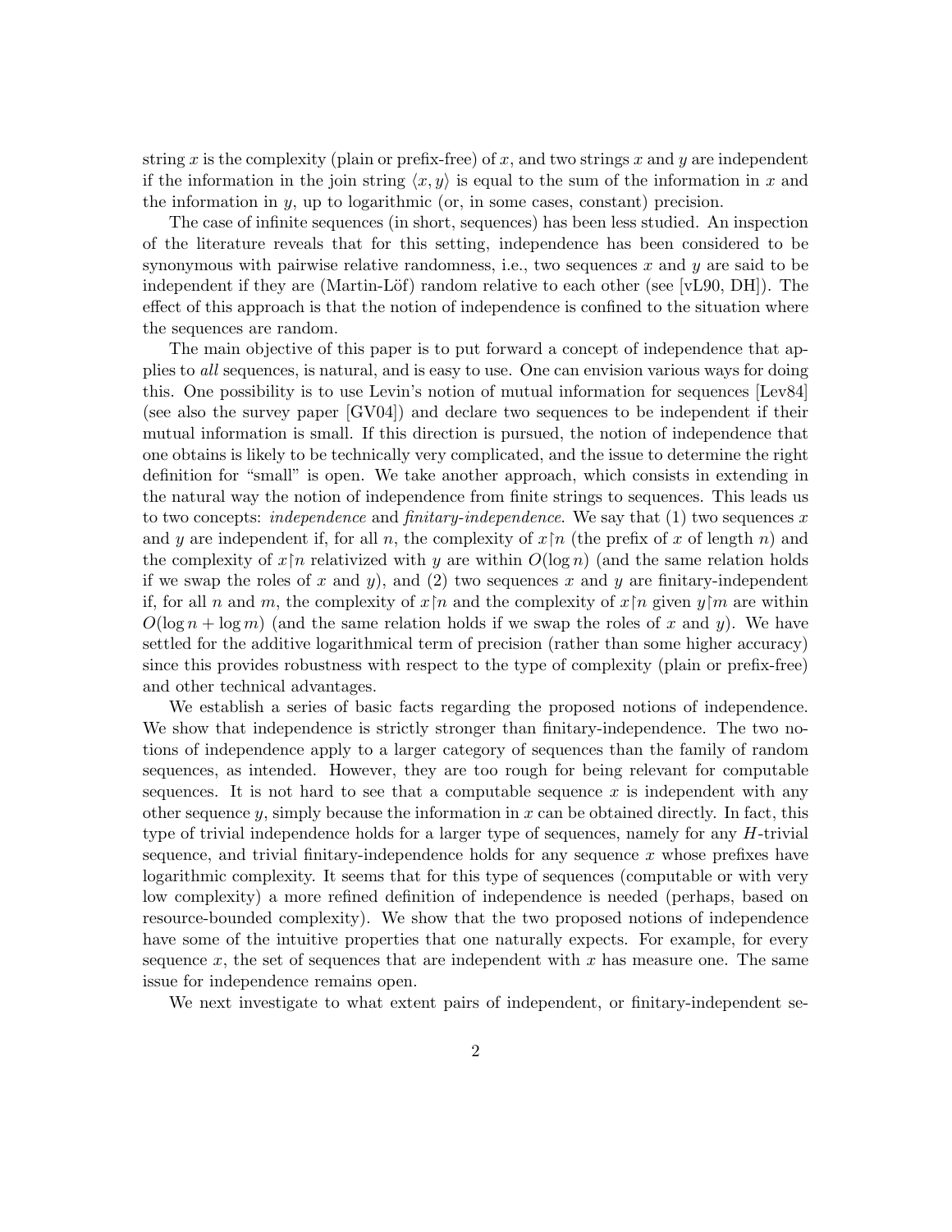string $x$ is the complexity (plain or prefix-free) of $x$, and two strings $x$ and $y$ are independent if the information in the join string $\langle x, y \rangle$ is equal to the sum of the information in $x$ and the information in $y$, up to logarithmic (or, in some cases, constant) precision.

The case of infinite sequences (in short, sequences) has been less studied. An inspection of the literature reveals that for this setting, independence has been considered to be synonymous with pairwise relative randomness, i.e., two sequences $x$ and $y$ are said to be independent if they are (Martin-Löf) random relative to each other (see [vL90, DH]). The effect of this approach is that the notion of independence is confined to the situation where the sequences are random.

The main objective of this paper is to put forward a concept of independence that applies to *all* sequences, is natural, and is easy to use. One can envision various ways for doing this. One possibility is to use Levin's notion of mutual information for sequences [Lev84] (see also the survey paper [GV04]) and declare two sequences to be independent if their mutual information is small. If this direction is pursued, the notion of independence that one obtains is likely to be technically very complicated, and the issue to determine the right definition for "small" is open. We take another approach, which consists in extending in the natural way the notion of independence from finite strings to sequences. This leads us to two concepts: *independence* and *finitary-independence*. We say that (1) two sequences $x$ and $y$ are independent if, for all $n$, the complexity of $x \upharpoonright n$ (the prefix of $x$ of length $n$) and the complexity of $x \upharpoonright n$ relativized with $y$ are within $O(\log n)$ (and the same relation holds if we swap the roles of $x$ and $y$), and (2) two sequences $x$ and $y$ are finitary-independent if, for all $n$ and $m$, the complexity of $x \upharpoonright n$ and the complexity of $x \upharpoonright n$ given $y \upharpoonright m$ are within $O(\log n + \log m)$ (and the same relation holds if we swap the roles of $x$ and $y$). We have settled for the additive logarithmical term of precision (rather than some higher accuracy) since this provides robustness with respect to the type of complexity (plain or prefix-free) and other technical advantages.

We establish a series of basic facts regarding the proposed notions of independence. We show that independence is strictly stronger than finitary-independence. The two notions of independence apply to a larger category of sequences than the family of random sequences, as intended. However, they are too rough for being relevant for computable sequences. It is not hard to see that a computable sequence $x$ is independent with any other sequence $y$, simply because the information in $x$ can be obtained directly. In fact, this type of trivial independence holds for a larger type of sequences, namely for any $H$-trivial sequence, and trivial finitary-independence holds for any sequence $x$ whose prefixes have logarithmic complexity. It seems that for this type of sequences (computable or with very low complexity) a more refined definition of independence is needed (perhaps, based on resource-bounded complexity). We show that the two proposed notions of independence have some of the intuitive properties that one naturally expects. For example, for every sequence $x$, the set of sequences that are independent with $x$ has measure one. The same issue for independence remains open.

We next investigate to what extent pairs of independent, or finitary-independent se-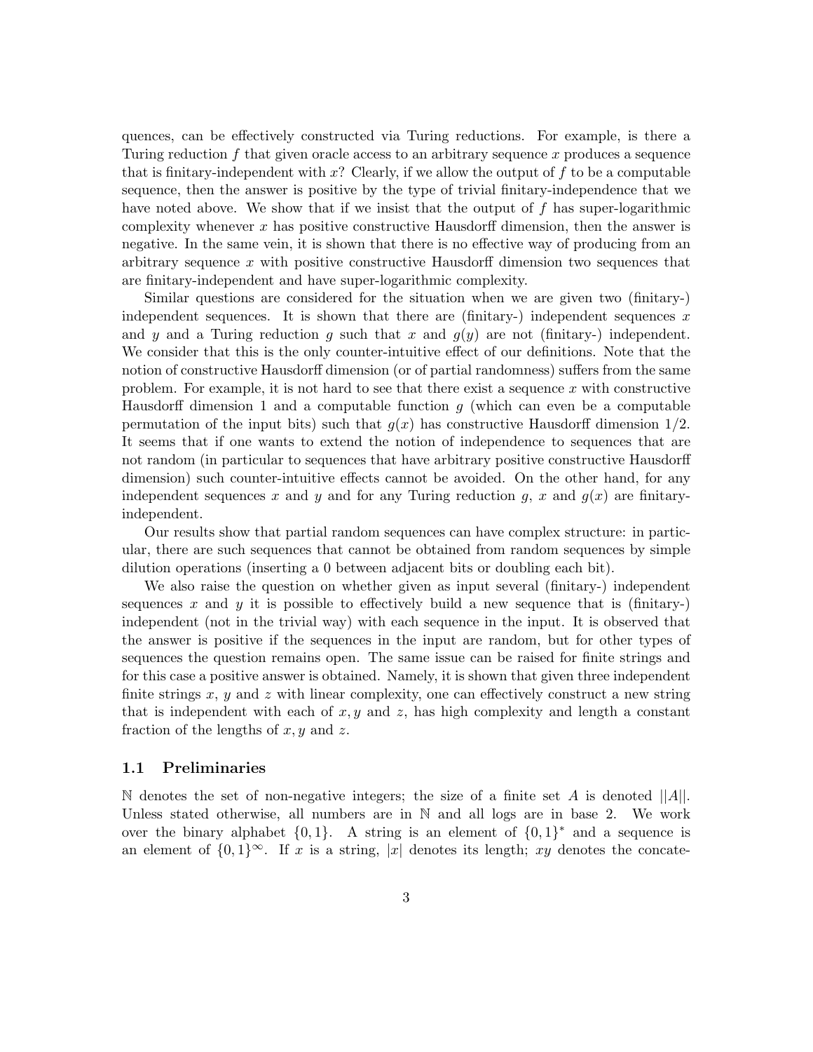quences, can be effectively constructed via Turing reductions. For example, is there a Turing reduction $f$ that given oracle access to an arbitrary sequence $x$ produces a sequence that is finitary-independent with $x$? Clearly, if we allow the output of $f$ to be a computable sequence, then the answer is positive by the type of trivial finitary-independence that we have noted above. We show that if we insist that the output of $f$ has super-logarithmic complexity whenever $x$ has positive constructive Hausdorff dimension, then the answer is negative. In the same vein, it is shown that there is no effective way of producing from an arbitrary sequence $x$ with positive constructive Hausdorff dimension two sequences that are finitary-independent and have super-logarithmic complexity.

Similar questions are considered for the situation when we are given two (finitary-) independent sequences. It is shown that there are (finitary-) independent sequences $x$ and $y$ and a Turing reduction $g$ such that $x$ and $g(y)$ are not (finitary-) independent. We consider that this is the only counter-intuitive effect of our definitions. Note that the notion of constructive Hausdorff dimension (or of partial randomness) suffers from the same problem. For example, it is not hard to see that there exist a sequence $x$ with constructive Hausdorff dimension 1 and a computable function $g$ (which can even be a computable permutation of the input bits) such that $g(x)$ has constructive Hausdorff dimension $1/2$. It seems that if one wants to extend the notion of independence to sequences that are not random (in particular to sequences that have arbitrary positive constructive Hausdorff dimension) such counter-intuitive effects cannot be avoided. On the other hand, for any independent sequences $x$ and $y$ and for any Turing reduction $g$, $x$ and $g(x)$ are finitary-independent.

Our results show that partial random sequences can have complex structure: in particular, there are such sequences that cannot be obtained from random sequences by simple dilution operations (inserting a 0 between adjacent bits or doubling each bit).

We also raise the question on whether given as input several (finitary-) independent sequences $x$ and $y$ it is possible to effectively build a new sequence that is (finitary-) independent (not in the trivial way) with each sequence in the input. It is observed that the answer is positive if the sequences in the input are random, but for other types of sequences the question remains open. The same issue can be raised for finite strings and for this case a positive answer is obtained. Namely, it is shown that given three independent finite strings $x$, $y$ and $z$ with linear complexity, one can effectively construct a new string that is independent with each of $x, y$ and $z$, has high complexity and length a constant fraction of the lengths of $x, y$ and $z$.

### 1.1 Preliminaries

$\mathbb{N}$ denotes the set of non-negative integers; the size of a finite set $A$ is denoted $||A||$. Unless stated otherwise, all numbers are in $\mathbb{N}$ and all logs are in base 2. We work over the binary alphabet $\{0, 1\}$. A string is an element of $\{0, 1\}^*$ and a sequence is an element of $\{0, 1\}^\infty$. If $x$ is a string, $|x|$ denotes its length; $xy$ denotes the concate-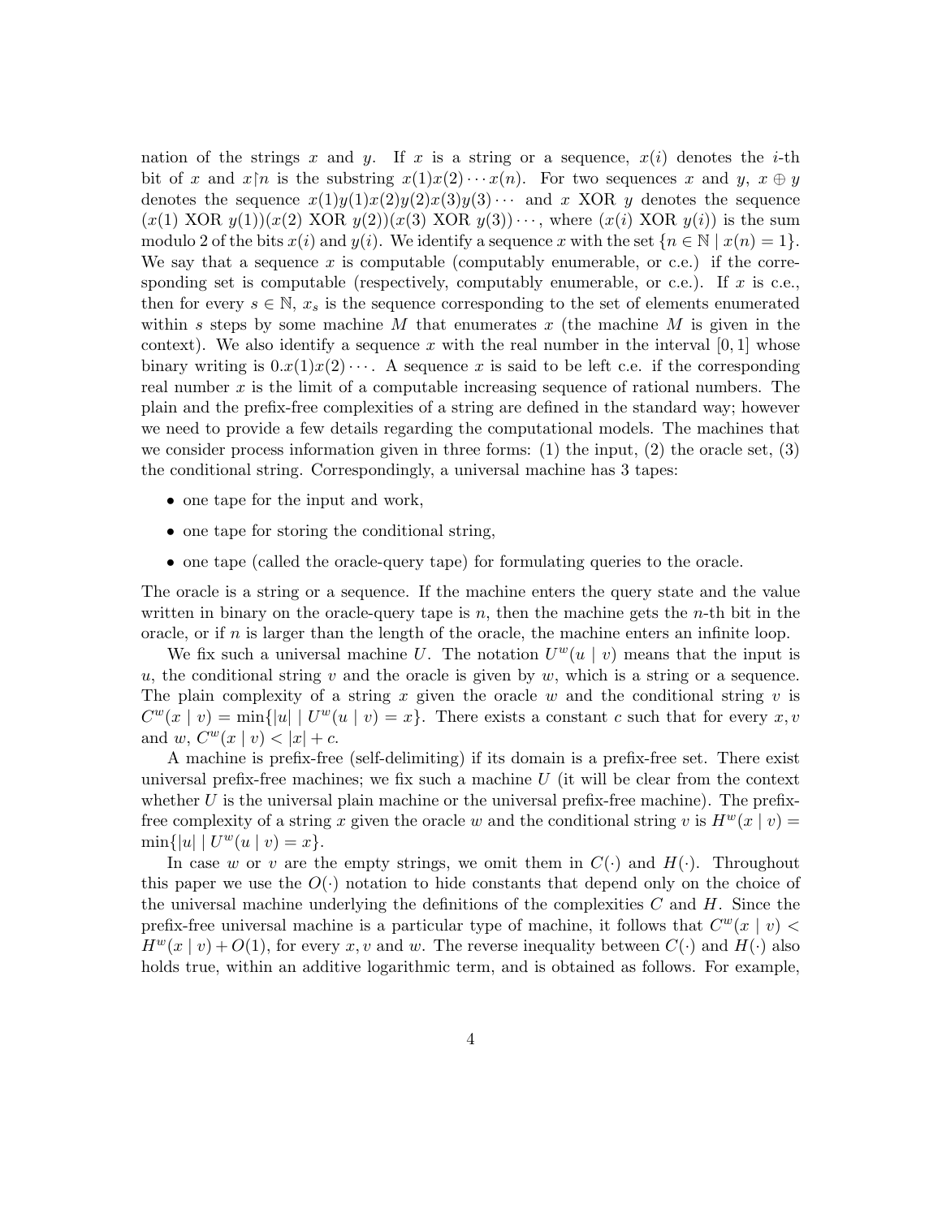nation of the strings $x$ and $y$. If $x$ is a string or a sequence, $x(i)$ denotes the $i$-th bit of $x$ and $x \restriction n$ is the substring $x(1)x(2)\cdots x(n)$. For two sequences $x$ and $y$, $x \oplus y$ denotes the sequence $x(1)y(1)x(2)y(2)x(3)y(3)\cdots$ and $x$ XOR $y$ denotes the sequence $(x(1) \text{ XOR } y(1))(x(2) \text{ XOR } y(2))(x(3) \text{ XOR } y(3))\cdots$, where $(x(i) \text{ XOR } y(i))$ is the sum modulo 2 of the bits $x(i)$ and $y(i)$. We identify a sequence $x$ with the set $\{n \in \mathbb{N} \mid x(n) = 1\}$. We say that a sequence $x$ is computable (computably enumerable, or c.e.) if the corresponding set is computable (respectively, computably enumerable, or c.e.). If $x$ is c.e., then for every $s \in \mathbb{N}$, $x_s$ is the sequence corresponding to the set of elements enumerated within $s$ steps by some machine $M$ that enumerates $x$ (the machine $M$ is given in the context). We also identify a sequence $x$ with the real number in the interval $[0, 1]$ whose binary writing is $0.x(1)x(2)\cdots$. A sequence $x$ is said to be left c.e. if the corresponding real number $x$ is the limit of a computable increasing sequence of rational numbers. The plain and the prefix-free complexities of a string are defined in the standard way; however we need to provide a few details regarding the computational models. The machines that we consider process information given in three forms: (1) the input, (2) the oracle set, (3) the conditional string. Correspondingly, a universal machine has 3 tapes:

- one tape for the input and work,
- one tape for storing the conditional string,
- one tape (called the oracle-query tape) for formulating queries to the oracle.

The oracle is a string or a sequence. If the machine enters the query state and the value written in binary on the oracle-query tape is $n$, then the machine gets the $n$-th bit in the oracle, or if $n$ is larger than the length of the oracle, the machine enters an infinite loop.

We fix such a universal machine $U$. The notation $U^w(u \mid v)$ means that the input is $u$, the conditional string $v$ and the oracle is given by $w$, which is a string or a sequence. The plain complexity of a string $x$ given the oracle $w$ and the conditional string $v$ is $C^w(x \mid v) = \min\{|u| \mid U^w(u \mid v) = x\}$. There exists a constant $c$ such that for every $x, v$ and $w$, $C^w(x \mid v) < |x| + c$.

A machine is prefix-free (self-delimiting) if its domain is a prefix-free set. There exist universal prefix-free machines; we fix such a machine $U$ (it will be clear from the context whether $U$ is the universal plain machine or the universal prefix-free machine). The prefix-free complexity of a string $x$ given the oracle $w$ and the conditional string $v$ is $H^w(x \mid v) = \min\{|u| \mid U^w(u \mid v) = x\}$.

In case $w$ or $v$ are the empty strings, we omit them in $C(\cdot)$ and $H(\cdot)$. Throughout this paper we use the $O(\cdot)$ notation to hide constants that depend only on the choice of the universal machine underlying the definitions of the complexities $C$ and $H$. Since the prefix-free universal machine is a particular type of machine, it follows that $C^w(x \mid v) < H^w(x \mid v) + O(1)$, for every $x, v$ and $w$. The reverse inequality between $C(\cdot)$ and $H(\cdot)$ also holds true, within an additive logarithmic term, and is obtained as follows. For example,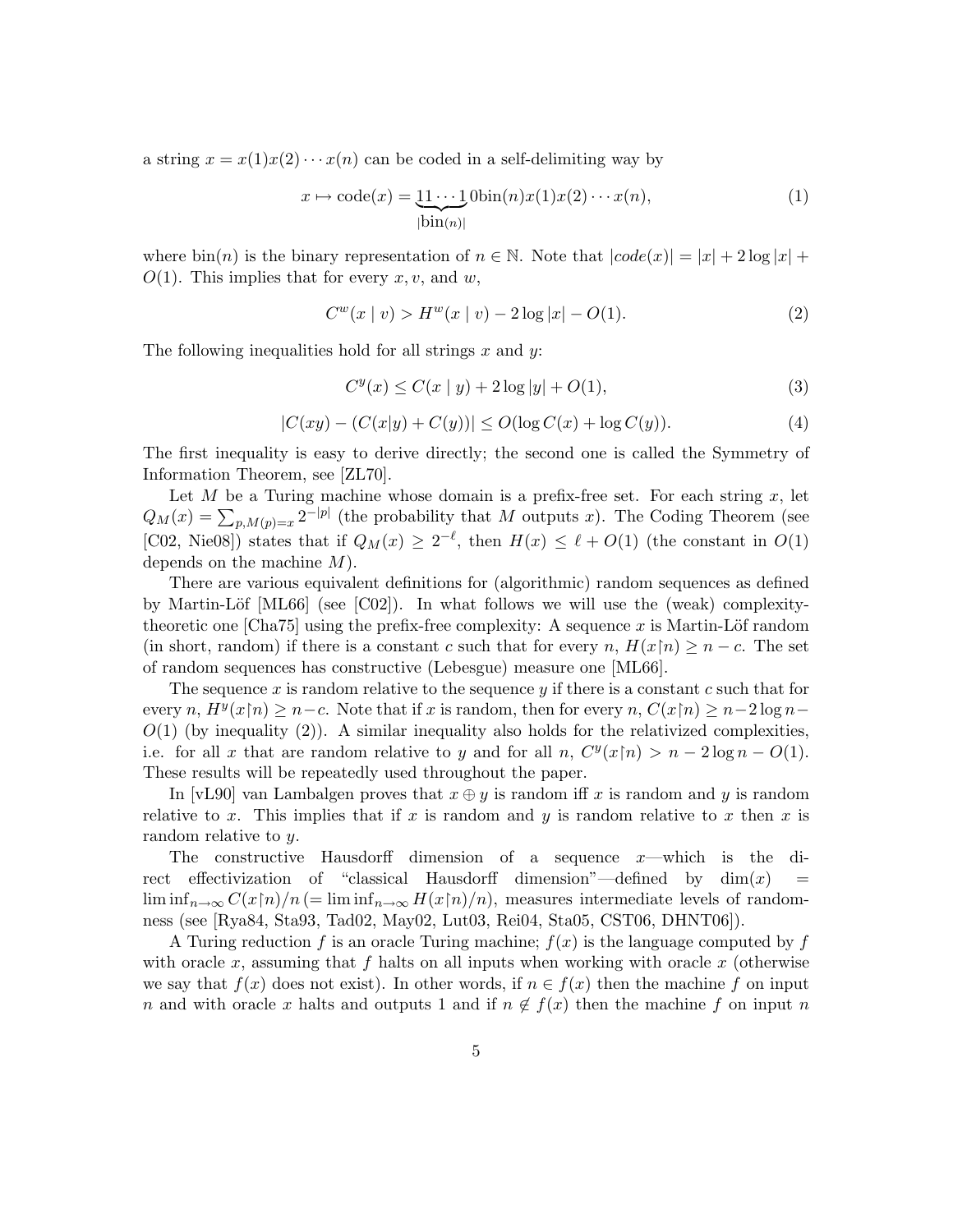a string $x = x(1)x(2)\cdots x(n)$ can be coded in a self-delimiting way by

$$x \mapsto \text{code}(x) = \underbrace{11\cdots 1}_{|\text{bin}(n)|}0\text{bin}(n)x(1)x(2)\cdots x(n), \tag{1}$$

where $\text{bin}(n)$ is the binary representation of $n \in \mathbb{N}$. Note that $|code(x)| = |x| + 2\log|x| + O(1)$. This implies that for every $x, v$, and $w$,

$$C^w(x \mid v) > H^w(x \mid v) - 2\log|x| - O(1). \tag{2}$$

The following inequalities hold for all strings $x$ and $y$:

$$C^y(x) \le C(x \mid y) + 2\log|y| + O(1), \tag{3}$$

$$|C(xy) - (C(x|y) + C(y))| \le O(\log C(x) + \log C(y)). \tag{4}$$

The first inequality is easy to derive directly; the second one is called the Symmetry of Information Theorem, see [ZL70].

Let $M$ be a Turing machine whose domain is a prefix-free set. For each string $x$, let $Q_M(x) = \sum_{p, M(p)=x} 2^{-|p|}$ (the probability that $M$ outputs $x$). The Coding Theorem (see [C02, Nie08]) states that if $Q_M(x) \ge 2^{-\ell}$, then $H(x) \le \ell + O(1)$ (the constant in $O(1)$ depends on the machine $M$).

There are various equivalent definitions for (algorithmic) random sequences as defined by Martin-Löf [ML66] (see [C02]). In what follows we will use the (weak) complexity-theoretic one [Cha75] using the prefix-free complexity: A sequence $x$ is Martin-Löf random (in short, random) if there is a constant $c$ such that for every $n$, $H(x\restriction n) \ge n - c$. The set of random sequences has constructive (Lebesgue) measure one [ML66].

The sequence $x$ is random relative to the sequence $y$ if there is a constant $c$ such that for every $n$, $H^y(x\restriction n) \ge n - c$. Note that if $x$ is random, then for every $n$, $C(x\restriction n) \ge n - 2\log n - O(1)$ (by inequality (2)). A similar inequality also holds for the relativized complexities, i.e. for all $x$ that are random relative to $y$ and for all $n$, $C^y(x\restriction n) > n - 2\log n - O(1)$. These results will be repeatedly used throughout the paper.

In [vL90] van Lambalgen proves that $x \oplus y$ is random iff $x$ is random and $y$ is random relative to $x$. This implies that if $x$ is random and $y$ is random relative to $x$ then $x$ is random relative to $y$.

The constructive Hausdorff dimension of a sequence $x$—which is the direct effectivization of "classical Hausdorff dimension"—defined by $\dim(x) = \liminf_{n\to\infty} C(x\restriction n)/n$ $(= \liminf_{n\to\infty} H(x\restriction n)/n)$, measures intermediate levels of randomness (see [Rya84, Sta93, Tad02, May02, Lut03, Rei04, Sta05, CST06, DHNT06]).

A Turing reduction $f$ is an oracle Turing machine; $f(x)$ is the language computed by $f$ with oracle $x$, assuming that $f$ halts on all inputs when working with oracle $x$ (otherwise we say that $f(x)$ does not exist). In other words, if $n \in f(x)$ then the machine $f$ on input $n$ and with oracle $x$ halts and outputs 1 and if $n \notin f(x)$ then the machine $f$ on input $n$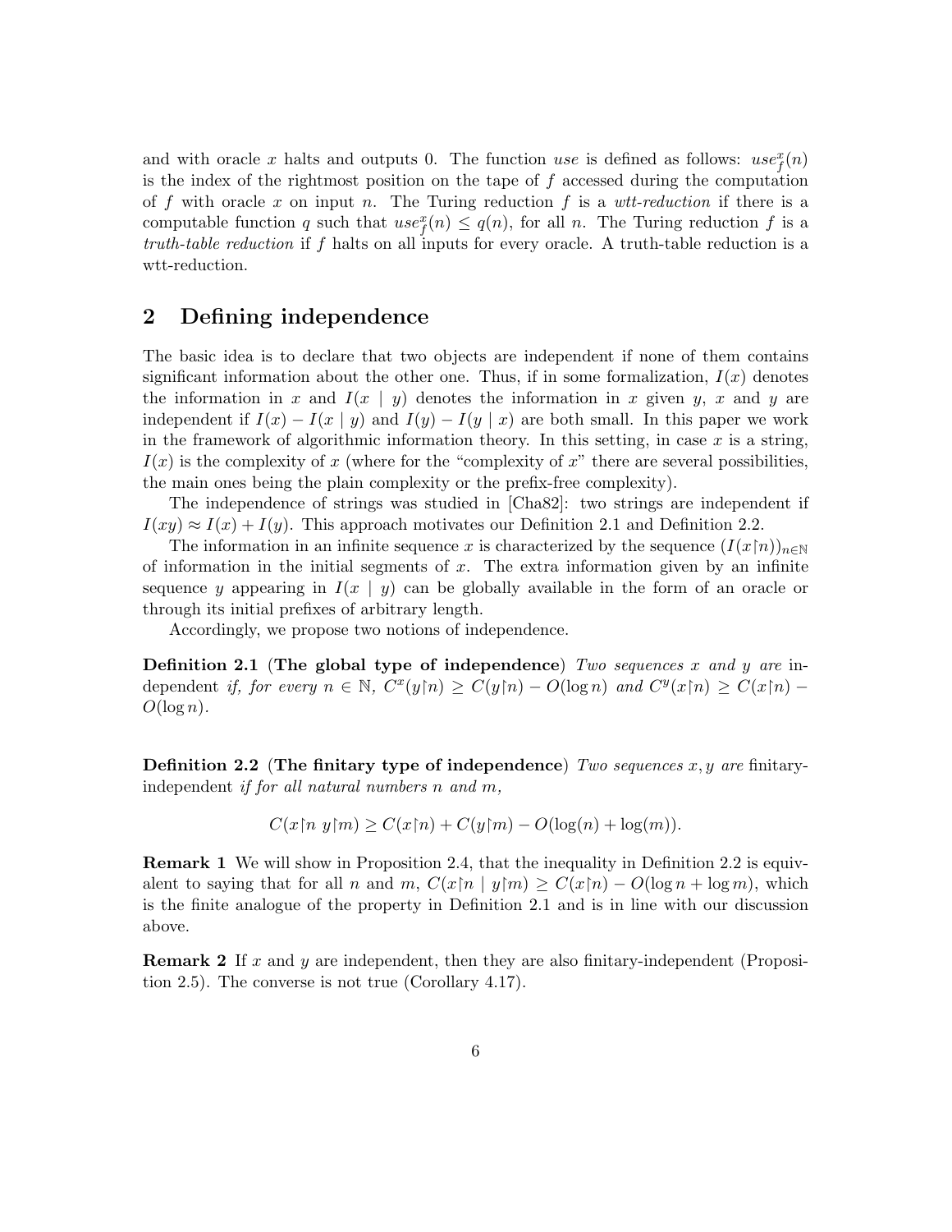and with oracle $x$ halts and outputs 0. The function *use* is defined as follows: $use_f^x(n)$ is the index of the rightmost position on the tape of $f$ accessed during the computation of $f$ with oracle $x$ on input $n$. The Turing reduction $f$ is a *wtt-reduction* if there is a computable function $q$ such that $use_f^x(n) \leq q(n)$, for all $n$. The Turing reduction $f$ is a *truth-table reduction* if $f$ halts on all inputs for every oracle. A truth-table reduction is a wtt-reduction.

## 2 Defining independence

The basic idea is to declare that two objects are independent if none of them contains significant information about the other one. Thus, if in some formalization, $I(x)$ denotes the information in $x$ and $I(x \mid y)$ denotes the information in $x$ given $y$, $x$ and $y$ are independent if $I(x) - I(x \mid y)$ and $I(y) - I(y \mid x)$ are both small. In this paper we work in the framework of algorithmic information theory. In this setting, in case $x$ is a string, $I(x)$ is the complexity of $x$ (where for the "complexity of $x$" there are several possibilities, the main ones being the plain complexity or the prefix-free complexity).

The independence of strings was studied in [Cha82]: two strings are independent if $I(xy) \approx I(x) + I(y)$. This approach motivates our Definition 2.1 and Definition 2.2.

The information in an infinite sequence $x$ is characterized by the sequence $(I(x{\upharpoonright}n))_{n \in \mathbb{N}}$ of information in the initial segments of $x$. The extra information given by an infinite sequence $y$ appearing in $I(x \mid y)$ can be globally available in the form of an oracle or through its initial prefixes of arbitrary length.

Accordingly, we propose two notions of independence.

**Definition 2.1** (**The global type of independence**) *Two sequences $x$ and $y$ are* independent *if, for every $n \in \mathbb{N}$, $C^x(y{\upharpoonright}n) \geq C(y{\upharpoonright}n) - O(\log n)$ and $C^y(x{\upharpoonright}n) \geq C(x{\upharpoonright}n) - O(\log n)$.*

**Definition 2.2** (**The finitary type of independence**) *Two sequences $x, y$ are* finitary-independent *if for all natural numbers $n$ and $m$,*

$$C(x{\upharpoonright}n\ y{\upharpoonright}m) \geq C(x{\upharpoonright}n) + C(y{\upharpoonright}m) - O(\log(n) + \log(m)).$$

**Remark 1** We will show in Proposition 2.4, that the inequality in Definition 2.2 is equivalent to saying that for all $n$ and $m$, $C(x{\upharpoonright}n \mid y{\upharpoonright}m) \geq C(x{\upharpoonright}n) - O(\log n + \log m)$, which is the finite analogue of the property in Definition 2.1 and is in line with our discussion above.

**Remark 2** If $x$ and $y$ are independent, then they are also finitary-independent (Proposition 2.5). The converse is not true (Corollary 4.17).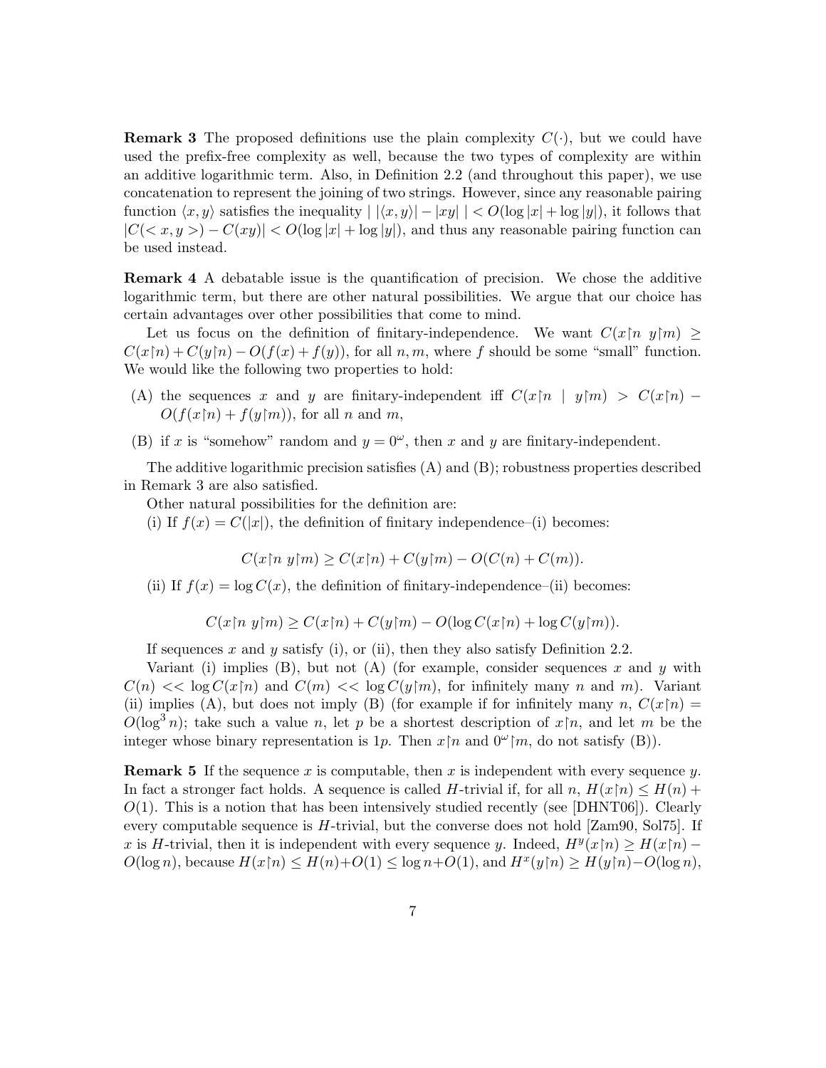**Remark 3** The proposed definitions use the plain complexity $C(\cdot)$, but we could have used the prefix-free complexity as well, because the two types of complexity are within an additive logarithmic term. Also, in Definition 2.2 (and throughout this paper), we use concatenation to represent the joining of two strings. However, since any reasonable pairing function $\langle x, y\rangle$ satisfies the inequality $|\,|\langle x, y\rangle| - |xy|\,| < O(\log |x| + \log |y|)$, it follows that $|C(< x, y >) - C(xy)| < O(\log |x| + \log |y|)$, and thus any reasonable pairing function can be used instead.

**Remark 4** A debatable issue is the quantification of precision. We chose the additive logarithmic term, but there are other natural possibilities. We argue that our choice has certain advantages over other possibilities that come to mind.

Let us focus on the definition of finitary-independence. We want $C(x\restriction n\ y\restriction m) \geq C(x\restriction n) + C(y\restriction n) - O(f(x) + f(y))$, for all $n, m$, where $f$ should be some "small" function. We would like the following two properties to hold:

(A) the sequences $x$ and $y$ are finitary-independent iff $C(x\restriction n \mid y\restriction m) > C(x\restriction n) - O(f(x\restriction n) + f(y\restriction m))$, for all $n$ and $m$,

(B) if $x$ is "somehow" random and $y = 0^\omega$, then $x$ and $y$ are finitary-independent.

The additive logarithmic precision satisfies (A) and (B); robustness properties described in Remark 3 are also satisfied.

Other natural possibilities for the definition are:

(i) If $f(x) = C(|x|)$, the definition of finitary independence–(i) becomes:

$$C(x\restriction n\ y\restriction m) \geq C(x\restriction n) + C(y\restriction m) - O(C(n) + C(m)).$$

(ii) If $f(x) = \log C(x)$, the definition of finitary-independence–(ii) becomes:

$$C(x\restriction n\ y\restriction m) \geq C(x\restriction n) + C(y\restriction m) - O(\log C(x\restriction n) + \log C(y\restriction m)).$$

If sequences $x$ and $y$ satisfy (i), or (ii), then they also satisfy Definition 2.2.

Variant (i) implies (B), but not (A) (for example, consider sequences $x$ and $y$ with $C(n) << \log C(x\restriction n)$ and $C(m) << \log C(y\restriction m)$, for infinitely many $n$ and $m$). Variant (ii) implies (A), but does not imply (B) (for example if for infinitely many $n$, $C(x\restriction n) = O(\log^3 n)$; take such a value $n$, let $p$ be a shortest description of $x\restriction n$, and let $m$ be the integer whose binary representation is $1p$. Then $x\restriction n$ and $0^\omega\restriction m$, do not satisfy (B)).

**Remark 5** If the sequence $x$ is computable, then $x$ is independent with every sequence $y$. In fact a stronger fact holds. A sequence is called $H$-trivial if, for all $n$, $H(x\restriction n) \leq H(n) + O(1)$. This is a notion that has been intensively studied recently (see [DHNT06]). Clearly every computable sequence is $H$-trivial, but the converse does not hold [Zam90, Sol75]. If $x$ is $H$-trivial, then it is independent with every sequence $y$. Indeed, $H^y(x\restriction n) \geq H(x\restriction n) - O(\log n)$, because $H(x\restriction n) \leq H(n) + O(1) \leq \log n + O(1)$, and $H^x(y\restriction n) \geq H(y\restriction n) - O(\log n)$,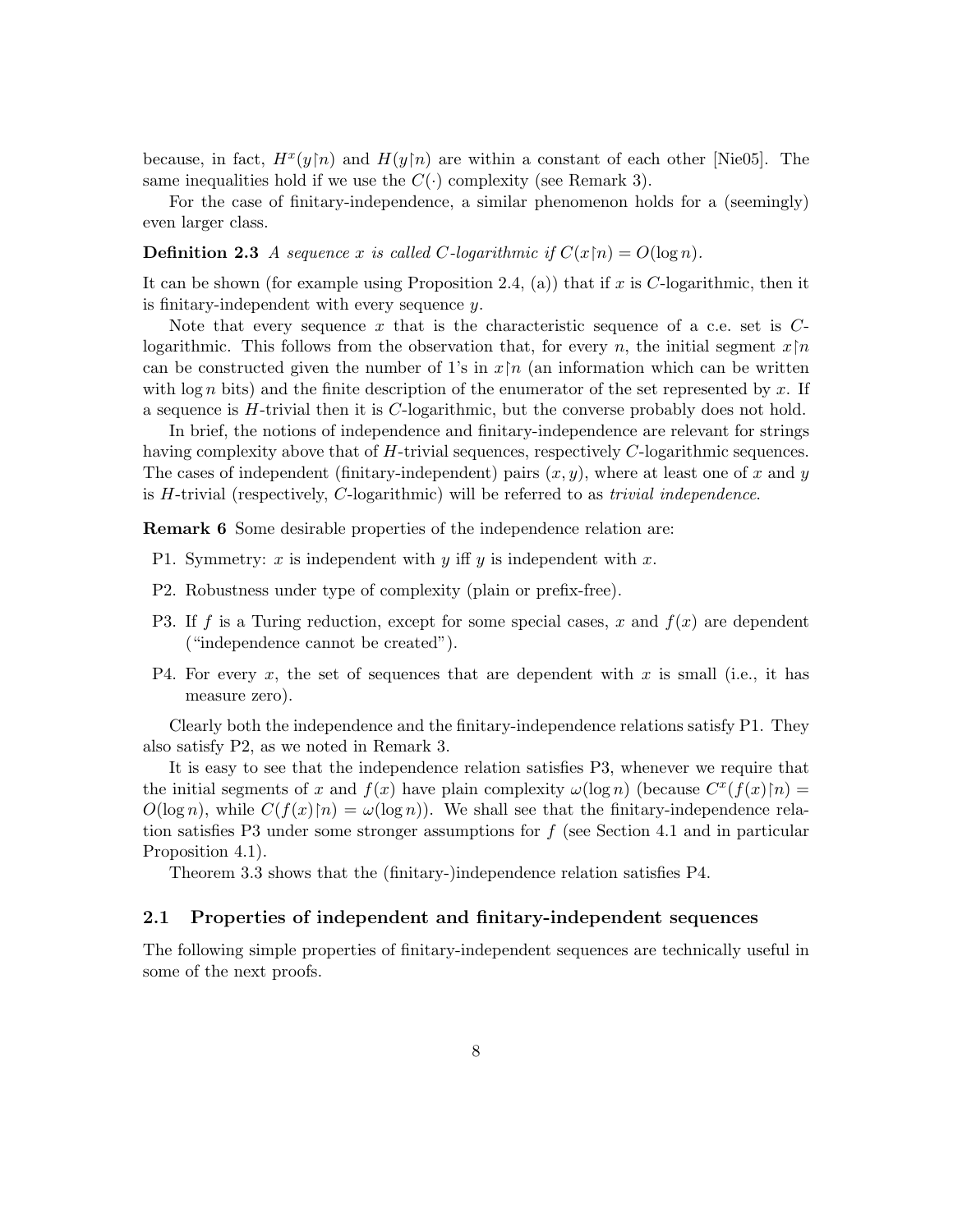because, in fact, $H^x(y\upharpoonright n)$ and $H(y\upharpoonright n)$ are within a constant of each other [Nie05]. The same inequalities hold if we use the $C(\cdot)$ complexity (see Remark 3).

For the case of finitary-independence, a similar phenomenon holds for a (seemingly) even larger class.

**Definition 2.3** *A sequence $x$ is called $C$-logarithmic if $C(x\upharpoonright n) = O(\log n)$.*

It can be shown (for example using Proposition 2.4, (a)) that if $x$ is $C$-logarithmic, then it is finitary-independent with every sequence $y$.

Note that every sequence $x$ that is the characteristic sequence of a c.e. set is $C$-logarithmic. This follows from the observation that, for every $n$, the initial segment $x\upharpoonright n$ can be constructed given the number of 1's in $x\upharpoonright n$ (an information which can be written with $\log n$ bits) and the finite description of the enumerator of the set represented by $x$. If a sequence is $H$-trivial then it is $C$-logarithmic, but the converse probably does not hold.

In brief, the notions of independence and finitary-independence are relevant for strings having complexity above that of $H$-trivial sequences, respectively $C$-logarithmic sequences. The cases of independent (finitary-independent) pairs $(x, y)$, where at least one of $x$ and $y$ is $H$-trivial (respectively, $C$-logarithmic) will be referred to as *trivial independence*.

**Remark 6** Some desirable properties of the independence relation are:

P1. Symmetry: $x$ is independent with $y$ iff $y$ is independent with $x$.

P2. Robustness under type of complexity (plain or prefix-free).

P3. If $f$ is a Turing reduction, except for some special cases, $x$ and $f(x)$ are dependent ("independence cannot be created").

P4. For every $x$, the set of sequences that are dependent with $x$ is small (i.e., it has measure zero).

Clearly both the independence and the finitary-independence relations satisfy P1. They also satisfy P2, as we noted in Remark 3.

It is easy to see that the independence relation satisfies P3, whenever we require that the initial segments of $x$ and $f(x)$ have plain complexity $\omega(\log n)$ (because $C^x(f(x)\upharpoonright n) = O(\log n)$, while $C(f(x)\upharpoonright n) = \omega(\log n)$). We shall see that the finitary-independence relation satisfies P3 under some stronger assumptions for $f$ (see Section 4.1 and in particular Proposition 4.1).

Theorem 3.3 shows that the (finitary-)independence relation satisfies P4.

## 2.1 Properties of independent and finitary-independent sequences

The following simple properties of finitary-independent sequences are technically useful in some of the next proofs.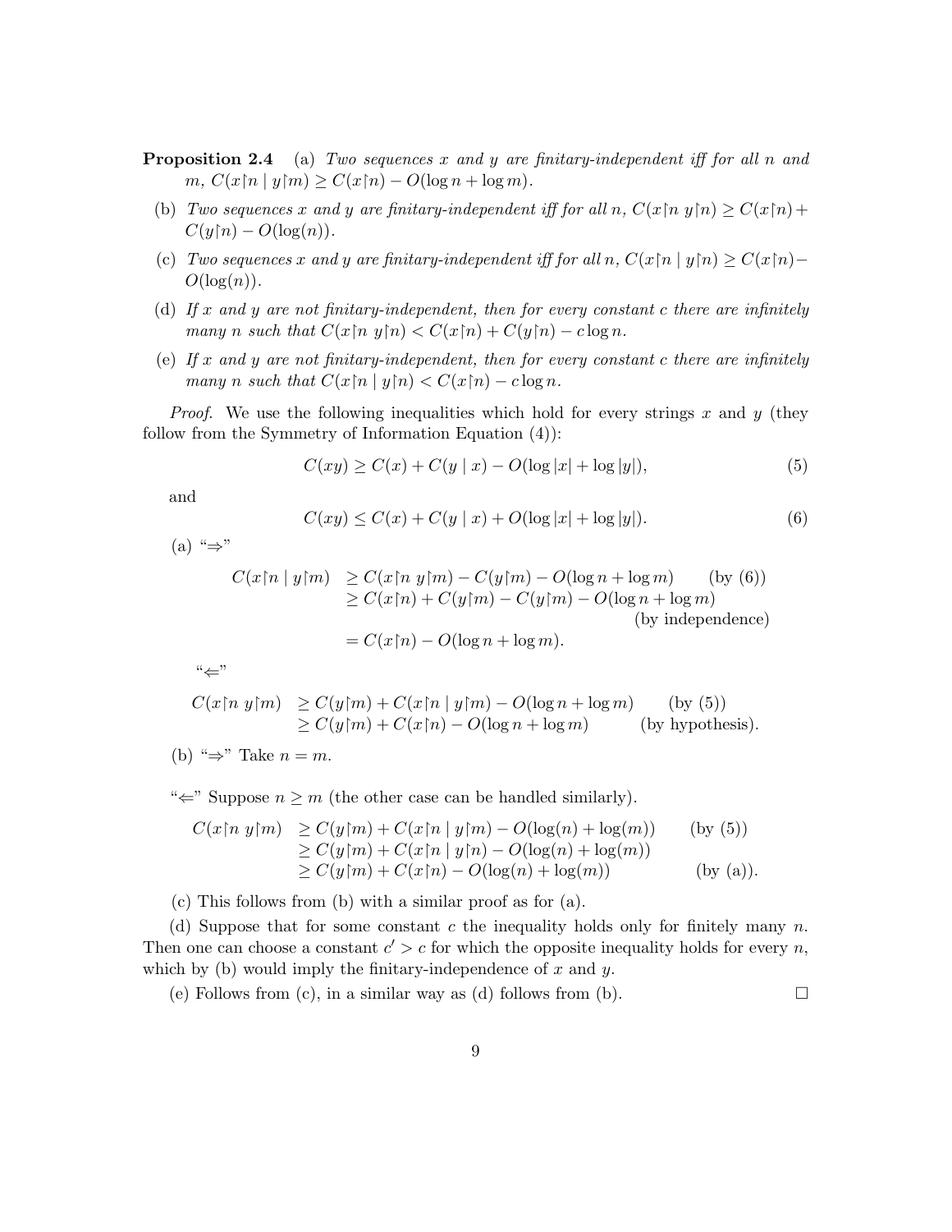**Proposition 2.4** (a) *Two sequences $x$ and $y$ are finitary-independent iff for all $n$ and $m$, $C(x{\upharpoonright}n \mid y{\upharpoonright}m) \geq C(x{\upharpoonright}n) - O(\log n + \log m)$.*

(b) *Two sequences $x$ and $y$ are finitary-independent iff for all $n$, $C(x{\upharpoonright}n\ y{\upharpoonright}n) \geq C(x{\upharpoonright}n) + C(y{\upharpoonright}n) - O(\log(n))$.*

(c) *Two sequences $x$ and $y$ are finitary-independent iff for all $n$, $C(x{\upharpoonright}n \mid y{\upharpoonright}n) \geq C(x{\upharpoonright}n) - O(\log(n))$.*

(d) *If $x$ and $y$ are not finitary-independent, then for every constant $c$ there are infinitely many $n$ such that $C(x{\upharpoonright}n\ y{\upharpoonright}n) < C(x{\upharpoonright}n) + C(y{\upharpoonright}n) - c\log n$.*

(e) *If $x$ and $y$ are not finitary-independent, then for every constant $c$ there are infinitely many $n$ such that $C(x{\upharpoonright}n \mid y{\upharpoonright}n) < C(x{\upharpoonright}n) - c\log n$.*

*Proof.* We use the following inequalities which hold for every strings $x$ and $y$ (they follow from the Symmetry of Information Equation (4)):

$$C(xy) \geq C(x) + C(y \mid x) - O(\log|x| + \log|y|), \tag{5}$$

and

$$C(xy) \leq C(x) + C(y \mid x) + O(\log|x| + \log|y|). \tag{6}$$

(a) "$\Rightarrow$"

$$\begin{aligned} C(x{\upharpoonright}n \mid y{\upharpoonright}m) &\geq C(x{\upharpoonright}n\ y{\upharpoonright}m) - C(y{\upharpoonright}m) - O(\log n + \log m) && \text{(by (6))} \\ &\geq C(x{\upharpoonright}n) + C(y{\upharpoonright}m) - C(y{\upharpoonright}m) - O(\log n + \log m) && \text{(by independence)} \\ &= C(x{\upharpoonright}n) - O(\log n + \log m). \end{aligned}$$

"$\Leftarrow$"

$$\begin{aligned} C(x{\upharpoonright}n\ y{\upharpoonright}m) &\geq C(y{\upharpoonright}m) + C(x{\upharpoonright}n \mid y{\upharpoonright}m) - O(\log n + \log m) && \text{(by (5))} \\ &\geq C(y{\upharpoonright}m) + C(x{\upharpoonright}n) - O(\log n + \log m) && \text{(by hypothesis).} \end{aligned}$$

(b) "$\Rightarrow$" Take $n = m$.

"$\Leftarrow$" Suppose $n \geq m$ (the other case can be handled similarly).

$$\begin{aligned} C(x{\upharpoonright}n\ y{\upharpoonright}m) &\geq C(y{\upharpoonright}m) + C(x{\upharpoonright}n \mid y{\upharpoonright}m) - O(\log(n) + \log(m)) && \text{(by (5))} \\ &\geq C(y{\upharpoonright}m) + C(x{\upharpoonright}n \mid y{\upharpoonright}n) - O(\log(n) + \log(m)) \\ &\geq C(y{\upharpoonright}m) + C(x{\upharpoonright}n) - O(\log(n) + \log(m)) && \text{(by (a)).} \end{aligned}$$

(c) This follows from (b) with a similar proof as for (a).

(d) Suppose that for some constant $c$ the inequality holds only for finitely many $n$. Then one can choose a constant $c' > c$ for which the opposite inequality holds for every $n$, which by (b) would imply the finitary-independence of $x$ and $y$.

(e) Follows from (c), in a similar way as (d) follows from (b). $\square$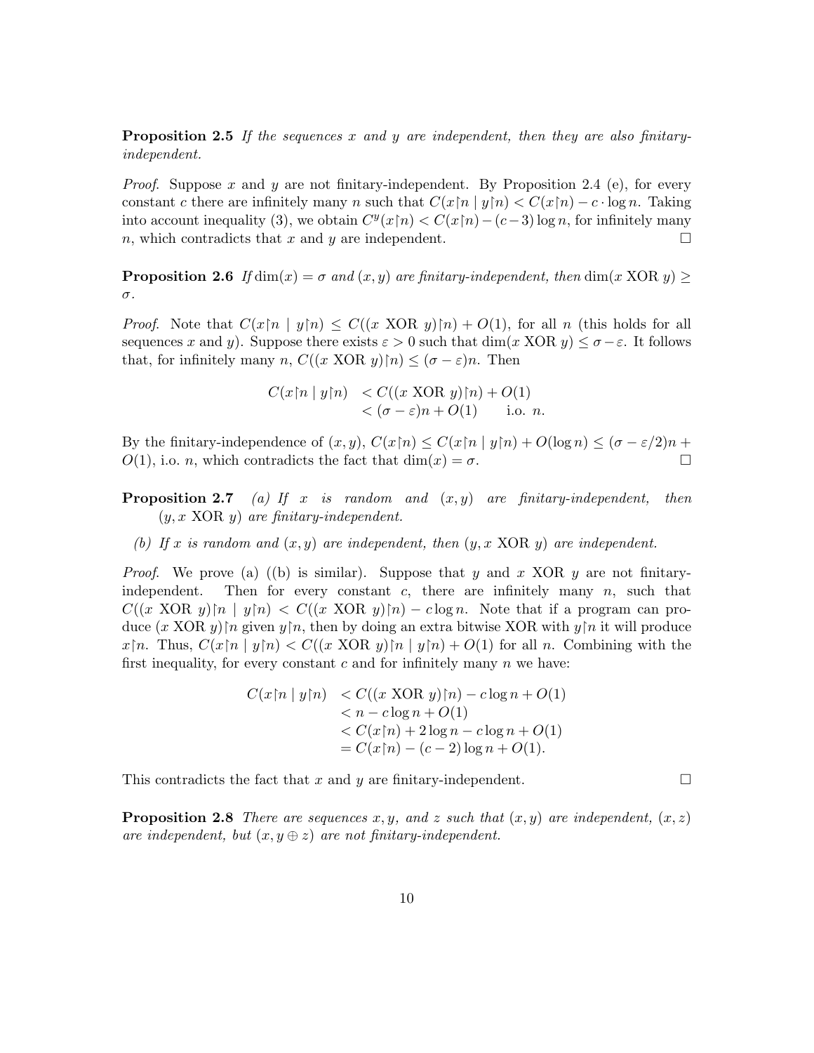**Proposition 2.5** *If the sequences $x$ and $y$ are independent, then they are also finitary-independent.*

*Proof.* Suppose $x$ and $y$ are not finitary-independent. By Proposition 2.4 (e), for every constant $c$ there are infinitely many $n$ such that $C(x\restriction n \mid y\restriction n) < C(x\restriction n) - c \cdot \log n$. Taking into account inequality (3), we obtain $C^y(x\restriction n) < C(x\restriction n) - (c-3)\log n$, for infinitely many $n$, which contradicts that $x$ and $y$ are independent. $\square$

**Proposition 2.6** *If $\dim(x) = \sigma$ and $(x, y)$ are finitary-independent, then $\dim(x \text{ XOR } y) \geq \sigma$.*

*Proof.* Note that $C(x\restriction n \mid y\restriction n) \leq C((x \text{ XOR } y)\restriction n) + O(1)$, for all $n$ (this holds for all sequences $x$ and $y$). Suppose there exists $\varepsilon > 0$ such that $\dim(x \text{ XOR } y) \leq \sigma - \varepsilon$. It follows that, for infinitely many $n$, $C((x \text{ XOR } y)\restriction n) \leq (\sigma - \varepsilon)n$. Then

$$
\begin{aligned}
C(x\restriction n \mid y\restriction n) &< C((x \text{ XOR } y)\restriction n) + O(1) \\
&< (\sigma - \varepsilon)n + O(1) \qquad \text{i.o. } n.
\end{aligned}
$$

By the finitary-independence of $(x, y)$, $C(x\restriction n) \leq C(x\restriction n \mid y\restriction n) + O(\log n) \leq (\sigma - \varepsilon/2)n + O(1)$, i.o. $n$, which contradicts the fact that $\dim(x) = \sigma$. $\square$

**Proposition 2.7** *(a) If $x$ is random and $(x, y)$ are finitary-independent, then $(y, x \text{ XOR } y)$ are finitary-independent.*

*(b) If $x$ is random and $(x, y)$ are independent, then $(y, x \text{ XOR } y)$ are independent.*

*Proof.* We prove (a) ((b) is similar). Suppose that $y$ and $x$ XOR $y$ are not finitary-independent. Then for every constant $c$, there are infinitely many $n$, such that $C((x \text{ XOR } y)\restriction n \mid y\restriction n) < C((x \text{ XOR } y)\restriction n) - c\log n$. Note that if a program can produce $(x \text{ XOR } y)\restriction n$ given $y\restriction n$, then by doing an extra bitwise XOR with $y\restriction n$ it will produce $x\restriction n$. Thus, $C(x\restriction n \mid y\restriction n) < C((x \text{ XOR } y)\restriction n \mid y\restriction n) + O(1)$ for all $n$. Combining with the first inequality, for every constant $c$ and for infinitely many $n$ we have:

$$
\begin{aligned}
C(x\restriction n \mid y\restriction n) &< C((x \text{ XOR } y)\restriction n) - c\log n + O(1) \\
&< n - c\log n + O(1) \\
&< C(x\restriction n) + 2\log n - c\log n + O(1) \\
&= C(x\restriction n) - (c-2)\log n + O(1).
\end{aligned}
$$

This contradicts the fact that $x$ and $y$ are finitary-independent. $\square$

**Proposition 2.8** *There are sequences $x, y$, and $z$ such that $(x, y)$ are independent, $(x, z)$ are independent, but $(x, y \oplus z)$ are not finitary-independent.*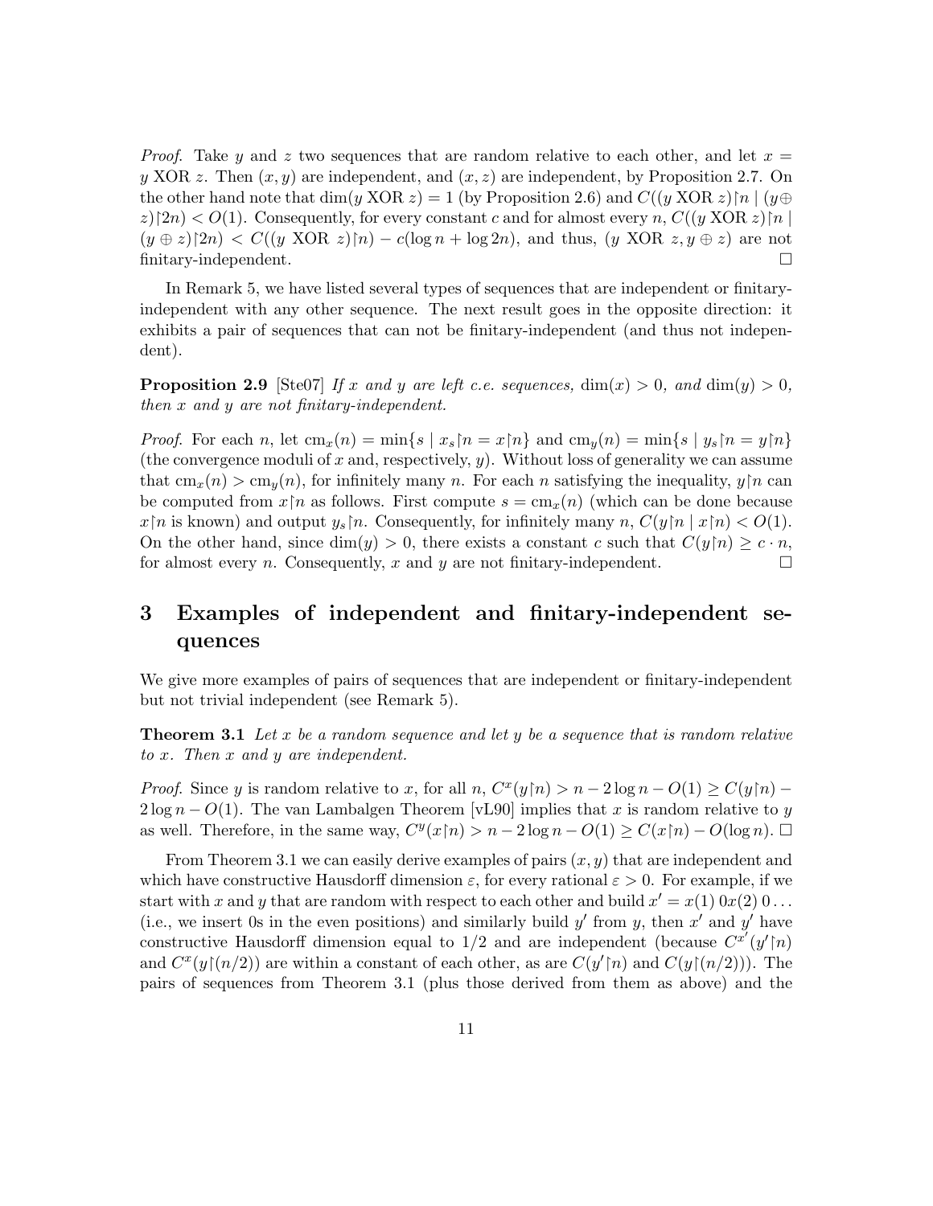*Proof.* Take $y$ and $z$ two sequences that are random relative to each other, and let $x = y \text{ XOR } z$. Then $(x, y)$ are independent, and $(x, z)$ are independent, by Proposition 2.7. On the other hand note that $\dim(y \text{ XOR } z) = 1$ (by Proposition 2.6) and $C((y \text{ XOR } z)\upharpoonright n \mid (y \oplus z)\upharpoonright 2n) < O(1)$. Consequently, for every constant $c$ and for almost every $n$, $C((y \text{ XOR } z)\upharpoonright n \mid (y \oplus z)\upharpoonright 2n) < C((y \text{ XOR } z)\upharpoonright n) - c(\log n + \log 2n)$, and thus, $(y \text{ XOR } z, y \oplus z)$ are not finitary-independent. □

In Remark 5, we have listed several types of sequences that are independent or finitary-independent with any other sequence. The next result goes in the opposite direction: it exhibits a pair of sequences that can not be finitary-independent (and thus not independent).

**Proposition 2.9** [Ste07] *If $x$ and $y$ are left c.e. sequences, $\dim(x) > 0$, and $\dim(y) > 0$, then $x$ and $y$ are not finitary-independent.*

*Proof.* For each $n$, let $\text{cm}_x(n) = \min\{s \mid x_s\upharpoonright n = x\upharpoonright n\}$ and $\text{cm}_y(n) = \min\{s \mid y_s\upharpoonright n = y\upharpoonright n\}$ (the convergence moduli of $x$ and, respectively, $y$). Without loss of generality we can assume that $\text{cm}_x(n) > \text{cm}_y(n)$, for infinitely many $n$. For each $n$ satisfying the inequality, $y\upharpoonright n$ can be computed from $x\upharpoonright n$ as follows. First compute $s = \text{cm}_x(n)$ (which can be done because $x\upharpoonright n$ is known) and output $y_s\upharpoonright n$. Consequently, for infinitely many $n$, $C(y\upharpoonright n \mid x\upharpoonright n) < O(1)$. On the other hand, since $\dim(y) > 0$, there exists a constant $c$ such that $C(y\upharpoonright n) \geq c \cdot n$, for almost every $n$. Consequently, $x$ and $y$ are not finitary-independent. □

# 3 Examples of independent and finitary-independent sequences

We give more examples of pairs of sequences that are independent or finitary-independent but not trivial independent (see Remark 5).

**Theorem 3.1** *Let $x$ be a random sequence and let $y$ be a sequence that is random relative to $x$. Then $x$ and $y$ are independent.*

*Proof.* Since $y$ is random relative to $x$, for all $n$, $C^x(y\upharpoonright n) > n - 2\log n - O(1) \geq C(y\upharpoonright n) - 2\log n - O(1)$. The van Lambalgen Theorem [vL90] implies that $x$ is random relative to $y$ as well. Therefore, in the same way, $C^y(x\upharpoonright n) > n - 2\log n - O(1) \geq C(x\upharpoonright n) - O(\log n)$. □

From Theorem 3.1 we can easily derive examples of pairs $(x, y)$ that are independent and which have constructive Hausdorff dimension $\varepsilon$, for every rational $\varepsilon > 0$. For example, if we start with $x$ and $y$ that are random with respect to each other and build $x' = x(1)\, 0 x(2)\, 0 \ldots$ (i.e., we insert 0s in the even positions) and similarly build $y'$ from $y$, then $x'$ and $y'$ have constructive Hausdorff dimension equal to $1/2$ and are independent (because $C^{x'}(y'\upharpoonright n)$ and $C^x(y\upharpoonright(n/2))$ are within a constant of each other, as are $C(y'\upharpoonright n)$ and $C(y\upharpoonright(n/2))$). The pairs of sequences from Theorem 3.1 (plus those derived from them as above) and the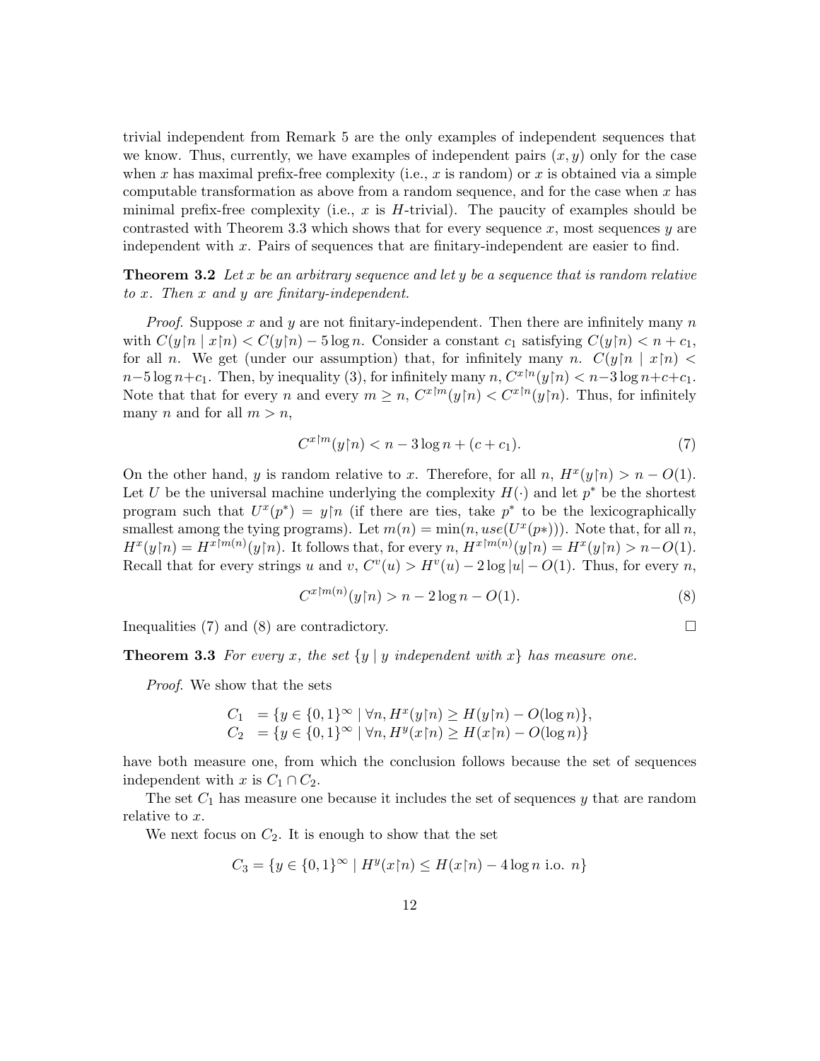trivial independent from Remark 5 are the only examples of independent sequences that we know. Thus, currently, we have examples of independent pairs $(x, y)$ only for the case when $x$ has maximal prefix-free complexity (i.e., $x$ is random) or $x$ is obtained via a simple computable transformation as above from a random sequence, and for the case when $x$ has minimal prefix-free complexity (i.e., $x$ is $H$-trivial). The paucity of examples should be contrasted with Theorem 3.3 which shows that for every sequence $x$, most sequences $y$ are independent with $x$. Pairs of sequences that are finitary-independent are easier to find.

**Theorem 3.2** *Let $x$ be an arbitrary sequence and let $y$ be a sequence that is random relative to $x$. Then $x$ and $y$ are finitary-independent.*

*Proof.* Suppose $x$ and $y$ are not finitary-independent. Then there are infinitely many $n$ with $C(y{\upharpoonright}n \mid x{\upharpoonright}n) < C(y{\upharpoonright}n) - 5\log n$. Consider a constant $c_1$ satisfying $C(y{\upharpoonright}n) < n + c_1$, for all $n$. We get (under our assumption) that, for infinitely many $n$. $C(y{\upharpoonright}n \mid x{\upharpoonright}n) < n - 5\log n + c_1$. Then, by inequality (3), for infinitely many $n$, $C^{x{\upharpoonright}n}(y{\upharpoonright}n) < n - 3\log n + c + c_1$. Note that that for every $n$ and every $m \geq n$, $C^{x{\upharpoonright}m}(y{\upharpoonright}n) < C^{x{\upharpoonright}n}(y{\upharpoonright}n)$. Thus, for infinitely many $n$ and for all $m > n$,

$$C^{x{\upharpoonright}m}(y{\upharpoonright}n) < n - 3\log n + (c + c_1). \tag{7}$$

On the other hand, $y$ is random relative to $x$. Therefore, for all $n$, $H^x(y{\upharpoonright}n) > n - O(1)$. Let $U$ be the universal machine underlying the complexity $H(\cdot)$ and let $p^*$ be the shortest program such that $U^x(p^*) = y{\upharpoonright}n$ (if there are ties, take $p^*$ to be the lexicographically smallest among the tying programs). Let $m(n) = \min(n, use(U^x(p*)))$. Note that, for all $n$, $H^x(y{\upharpoonright}n) = H^{x{\upharpoonright}m(n)}(y{\upharpoonright}n)$. It follows that, for every $n$, $H^{x{\upharpoonright}m(n)}(y{\upharpoonright}n) = H^x(y{\upharpoonright}n) > n - O(1)$. Recall that for every strings $u$ and $v$, $C^v(u) > H^v(u) - 2\log|u| - O(1)$. Thus, for every $n$,

$$C^{x{\upharpoonright}m(n)}(y{\upharpoonright}n) > n - 2\log n - O(1). \tag{8}$$

Inequalities (7) and (8) are contradictory. □

**Theorem 3.3** *For every $x$, the set $\{y \mid y$ independent with $x\}$ has measure one.*

*Proof.* We show that the sets

$$\begin{aligned} C_1 &= \{y \in \{0,1\}^\infty \mid \forall n, H^x(y{\upharpoonright}n) \geq H(y{\upharpoonright}n) - O(\log n)\}, \\ C_2 &= \{y \in \{0,1\}^\infty \mid \forall n, H^y(x{\upharpoonright}n) \geq H(x{\upharpoonright}n) - O(\log n)\} \end{aligned}$$

have both measure one, from which the conclusion follows because the set of sequences independent with $x$ is $C_1 \cap C_2$.

The set $C_1$ has measure one because it includes the set of sequences $y$ that are random relative to $x$.

We next focus on $C_2$. It is enough to show that the set

$$C_3 = \{y \in \{0,1\}^\infty \mid H^y(x{\upharpoonright}n) \leq H(x{\upharpoonright}n) - 4\log n \text{ i.o. } n\}$$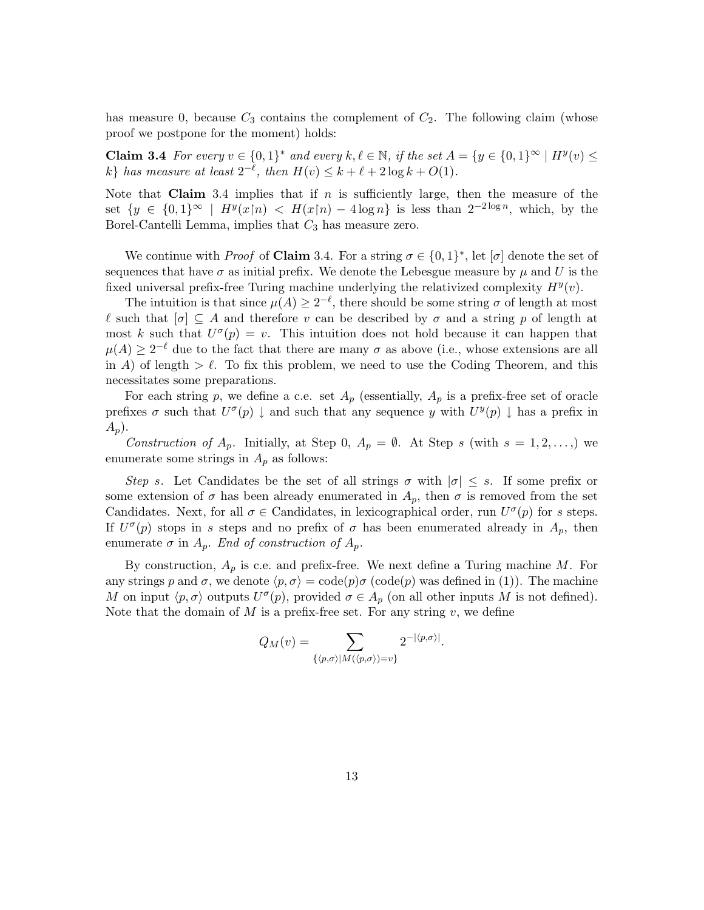has measure 0, because $C_3$ contains the complement of $C_2$. The following claim (whose proof we postpone for the moment) holds:

**Claim 3.4** *For every $v \in \{0,1\}^*$ and every $k, \ell \in \mathbb{N}$, if the set $A = \{y \in \{0,1\}^\infty \mid H^y(v) \leq k\}$ has measure at least $2^{-\ell}$, then $H(v) \leq k + \ell + 2\log k + O(1)$.*

Note that **Claim** 3.4 implies that if $n$ is sufficiently large, then the measure of the set $\{y \in \{0,1\}^\infty \mid H^y(x{\upharpoonright}n) < H(x{\upharpoonright}n) - 4\log n\}$ is less than $2^{-2\log n}$, which, by the Borel-Cantelli Lemma, implies that $C_3$ has measure zero.

We continue with *Proof* of **Claim** 3.4. For a string $\sigma \in \{0,1\}^*$, let $[\sigma]$ denote the set of sequences that have $\sigma$ as initial prefix. We denote the Lebesgue measure by $\mu$ and $U$ is the fixed universal prefix-free Turing machine underlying the relativized complexity $H^y(v)$.

The intuition is that since $\mu(A) \geq 2^{-\ell}$, there should be some string $\sigma$ of length at most $\ell$ such that $[\sigma] \subseteq A$ and therefore $v$ can be described by $\sigma$ and a string $p$ of length at most $k$ such that $U^\sigma(p) = v$. This intuition does not hold because it can happen that $\mu(A) \geq 2^{-\ell}$ due to the fact that there are many $\sigma$ as above (i.e., whose extensions are all in $A$) of length $> \ell$. To fix this problem, we need to use the Coding Theorem, and this necessitates some preparations.

For each string $p$, we define a c.e. set $A_p$ (essentially, $A_p$ is a prefix-free set of oracle prefixes $\sigma$ such that $U^\sigma(p)\downarrow$ and such that any sequence $y$ with $U^y(p)\downarrow$ has a prefix in $A_p$).

*Construction of $A_p$.* Initially, at Step 0, $A_p = \emptyset$. At Step $s$ (with $s = 1, 2, \ldots,$) we enumerate some strings in $A_p$ as follows:

*Step s.* Let Candidates be the set of all strings $\sigma$ with $|\sigma| \leq s$. If some prefix or some extension of $\sigma$ has been already enumerated in $A_p$, then $\sigma$ is removed from the set Candidates. Next, for all $\sigma \in$ Candidates, in lexicographical order, run $U^\sigma(p)$ for $s$ steps. If $U^\sigma(p)$ stops in $s$ steps and no prefix of $\sigma$ has been enumerated already in $A_p$, then enumerate $\sigma$ in $A_p$. *End of construction of $A_p$.*

By construction, $A_p$ is c.e. and prefix-free. We next define a Turing machine $M$. For any strings $p$ and $\sigma$, we denote $\langle p, \sigma\rangle = \text{code}(p)\sigma$ (code($p$) was defined in (1)). The machine $M$ on input $\langle p, \sigma\rangle$ outputs $U^\sigma(p)$, provided $\sigma \in A_p$ (on all other inputs $M$ is not defined). Note that the domain of $M$ is a prefix-free set. For any string $v$, we define

$$Q_M(v) = \sum_{\{\langle p,\sigma\rangle \mid M(\langle p,\sigma\rangle)=v\}} 2^{-|\langle p,\sigma\rangle|}.$$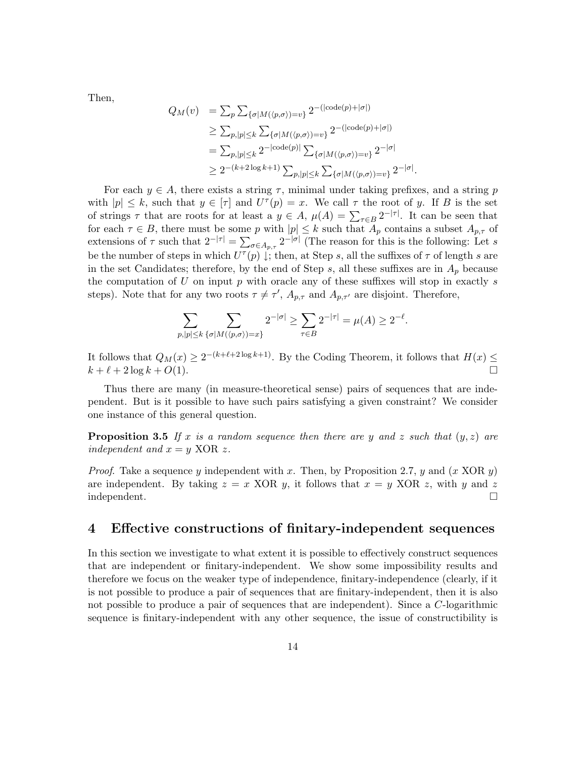Then,

$$
\begin{aligned}
Q_M(v) &= \sum_p \sum_{\{\sigma | M(\langle p,\sigma\rangle)=v\}} 2^{-(|\text{code}(p)|+|\sigma|)} \\
&\geq \sum_{p,|p|\leq k} \sum_{\{\sigma | M(\langle p,\sigma\rangle)=v\}} 2^{-(|\text{code}(p)|+|\sigma|)} \\
&= \sum_{p,|p|\leq k} 2^{-|\text{code}(p)|} \sum_{\{\sigma | M(\langle p,\sigma\rangle)=v\}} 2^{-|\sigma|} \\
&\geq 2^{-(k+2\log k+1)} \sum_{p,|p|\leq k} \sum_{\{\sigma | M(\langle p,\sigma\rangle)=v\}} 2^{-|\sigma|}.
\end{aligned}
$$

For each $y \in A$, there exists a string $\tau$, minimal under taking prefixes, and a string $p$ with $|p| \leq k$, such that $y \in [\tau]$ and $U^\tau(p) = x$. We call $\tau$ the root of $y$. If $B$ is the set of strings $\tau$ that are roots for at least a $y \in A$, $\mu(A) = \sum_{\tau \in B} 2^{-|\tau|}$. It can be seen that for each $\tau \in B$, there must be some $p$ with $|p| \leq k$ such that $A_p$ contains a subset $A_{p,\tau}$ of extensions of $\tau$ such that $2^{-|\tau|} = \sum_{\sigma \in A_{p,\tau}} 2^{-|\sigma|}$ (The reason for this is the following: Let $s$ be the number of steps in which $U^\tau(p) \downarrow$; then, at Step $s$, all the suffixes of $\tau$ of length $s$ are in the set Candidates; therefore, by the end of Step $s$, all these suffixes are in $A_p$ because the computation of $U$ on input $p$ with oracle any of these suffixes will stop in exactly $s$ steps). Note that for any two roots $\tau \neq \tau'$, $A_{p,\tau}$ and $A_{p,\tau'}$ are disjoint. Therefore,

$$
\sum_{p,|p|\leq k} \sum_{\{\sigma | M(\langle p,\sigma\rangle)=x\}} 2^{-|\sigma|} \geq \sum_{\tau \in B} 2^{-|\tau|} = \mu(A) \geq 2^{-\ell}.
$$

It follows that $Q_M(x) \geq 2^{-(k+\ell+2\log k+1)}$. By the Coding Theorem, it follows that $H(x) \leq k + \ell + 2\log k + O(1)$. □

Thus there are many (in measure-theoretical sense) pairs of sequences that are independent. But is it possible to have such pairs satisfying a given constraint? We consider one instance of this general question.

**Proposition 3.5** *If $x$ is a random sequence then there are $y$ and $z$ such that $(y,z)$ are independent and $x = y$ XOR $z$.*

*Proof.* Take a sequence $y$ independent with $x$. Then, by Proposition 2.7, $y$ and $(x$ XOR $y)$ are independent. By taking $z = x$ XOR $y$, it follows that $x = y$ XOR $z$, with $y$ and $z$ independent. □

## 4 Effective constructions of finitary-independent sequences

In this section we investigate to what extent it is possible to effectively construct sequences that are independent or finitary-independent. We show some impossibility results and therefore we focus on the weaker type of independence, finitary-independence (clearly, if it is not possible to produce a pair of sequences that are finitary-independent, then it is also not possible to produce a pair of sequences that are independent). Since a $C$-logarithmic sequence is finitary-independent with any other sequence, the issue of constructibility is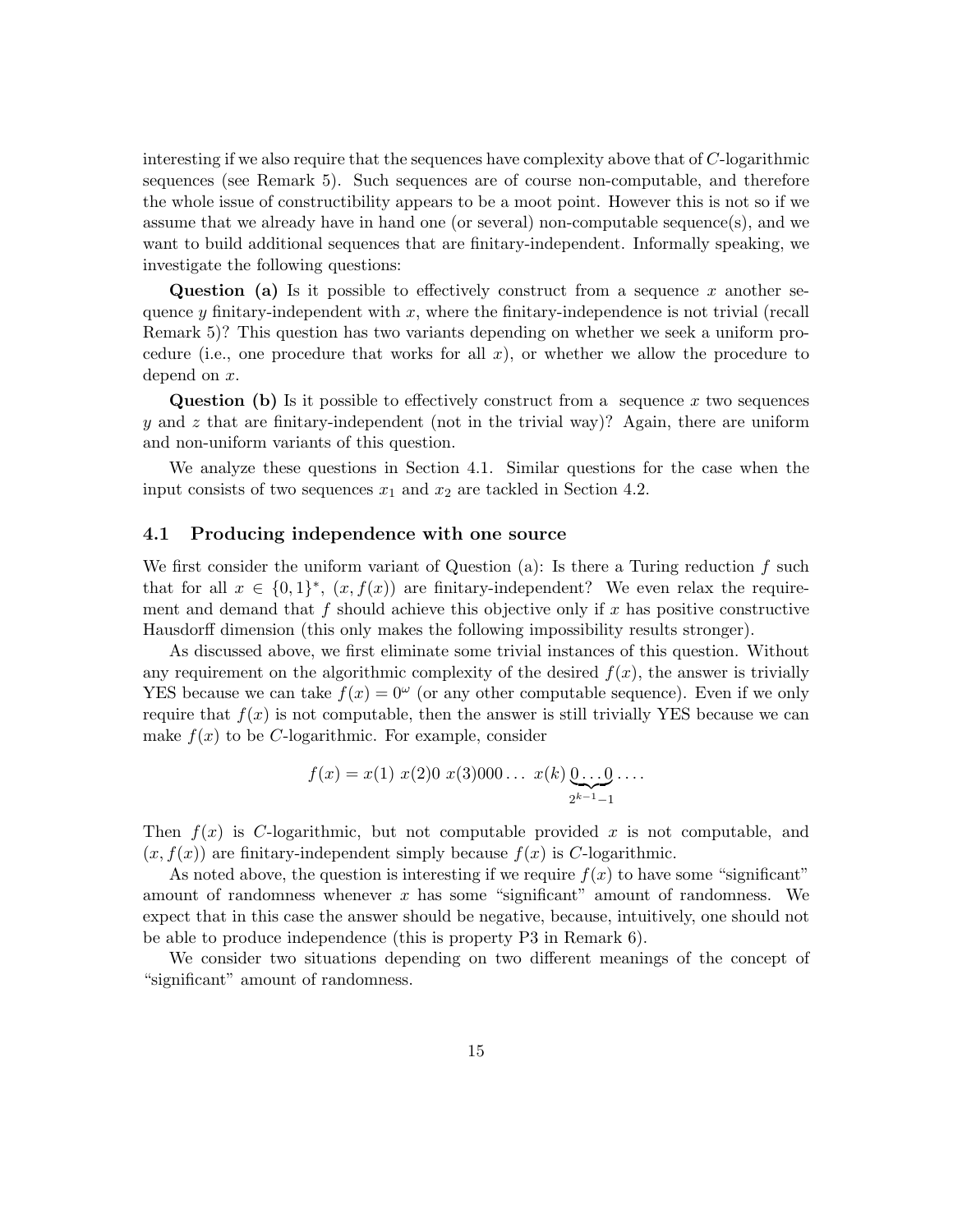interesting if we also require that the sequences have complexity above that of $C$-logarithmic sequences (see Remark 5). Such sequences are of course non-computable, and therefore the whole issue of constructibility appears to be a moot point. However this is not so if we assume that we already have in hand one (or several) non-computable sequence(s), and we want to build additional sequences that are finitary-independent. Informally speaking, we investigate the following questions:

**Question (a)** Is it possible to effectively construct from a sequence $x$ another sequence $y$ finitary-independent with $x$, where the finitary-independence is not trivial (recall Remark 5)? This question has two variants depending on whether we seek a uniform procedure (i.e., one procedure that works for all $x$), or whether we allow the procedure to depend on $x$.

**Question (b)** Is it possible to effectively construct from a sequence $x$ two sequences $y$ and $z$ that are finitary-independent (not in the trivial way)? Again, there are uniform and non-uniform variants of this question.

We analyze these questions in Section 4.1. Similar questions for the case when the input consists of two sequences $x_1$ and $x_2$ are tackled in Section 4.2.

### 4.1 Producing independence with one source

We first consider the uniform variant of Question (a): Is there a Turing reduction $f$ such that for all $x \in \{0,1\}^*$, $(x, f(x))$ are finitary-independent? We even relax the requirement and demand that $f$ should achieve this objective only if $x$ has positive constructive Hausdorff dimension (this only makes the following impossibility results stronger).

As discussed above, we first eliminate some trivial instances of this question. Without any requirement on the algorithmic complexity of the desired $f(x)$, the answer is trivially YES because we can take $f(x) = 0^\omega$ (or any other computable sequence). Even if we only require that $f(x)$ is not computable, then the answer is still trivially YES because we can make $f(x)$ to be $C$-logarithmic. For example, consider

$$f(x) = x(1)\ x(2)0\ x(3)000 \ldots\ x(k)\underbrace{0 \ldots 0}_{2^{k-1}-1} \ldots .$$

Then $f(x)$ is $C$-logarithmic, but not computable provided $x$ is not computable, and $(x, f(x))$ are finitary-independent simply because $f(x)$ is $C$-logarithmic.

As noted above, the question is interesting if we require $f(x)$ to have some "significant" amount of randomness whenever $x$ has some "significant" amount of randomness. We expect that in this case the answer should be negative, because, intuitively, one should not be able to produce independence (this is property P3 in Remark 6).

We consider two situations depending on two different meanings of the concept of "significant" amount of randomness.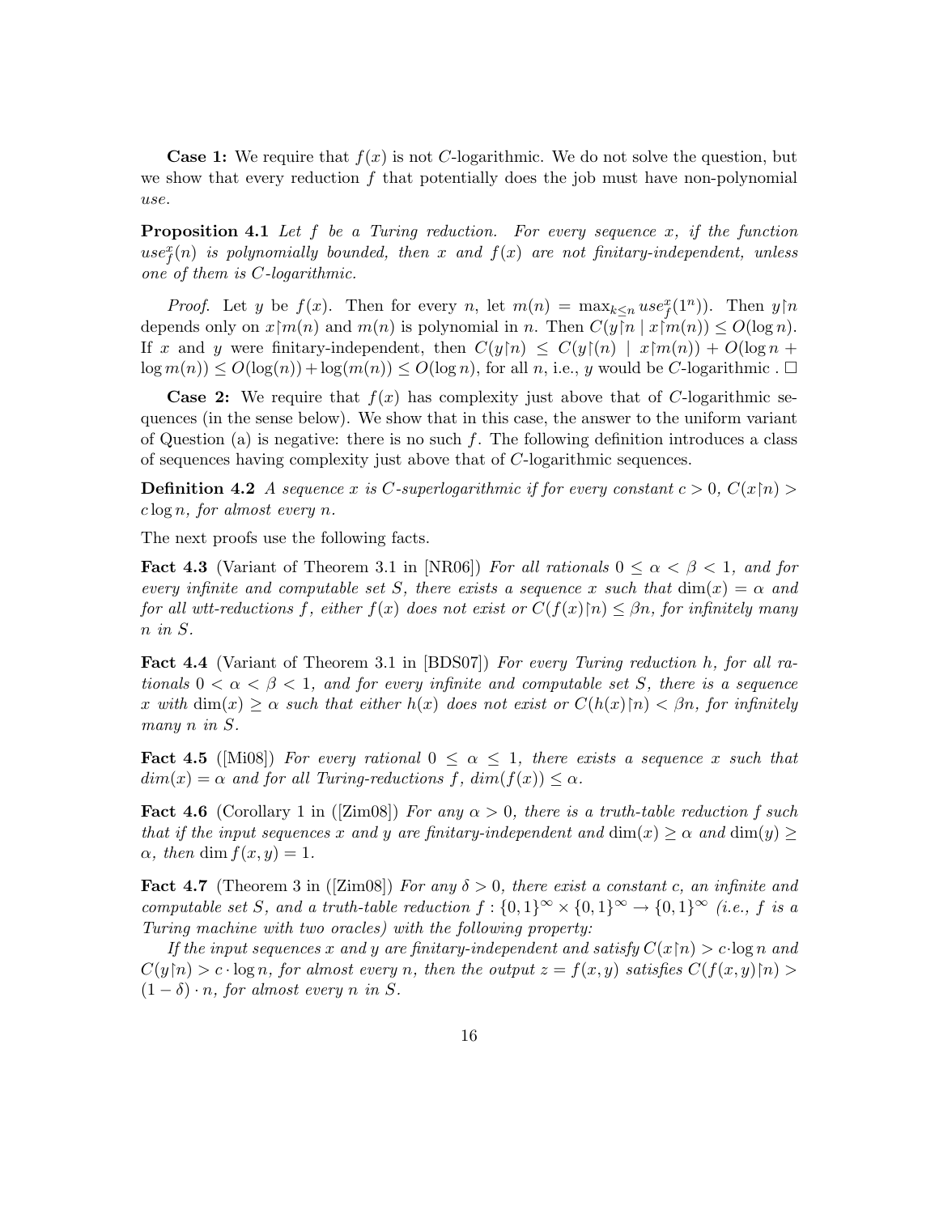**Case 1:** We require that $f(x)$ is not $C$-logarithmic. We do not solve the question, but we show that every reduction $f$ that potentially does the job must have non-polynomial *use*.

**Proposition 4.1** *Let $f$ be a Turing reduction. For every sequence $x$, if the function $use_f^x(n)$ is polynomially bounded, then $x$ and $f(x)$ are not finitary-independent, unless one of them is $C$-logarithmic.*

*Proof.* Let $y$ be $f(x)$. Then for every $n$, let $m(n) = \max_{k \le n} use_f^x(1^n))$. Then $y{\upharpoonright}n$ depends only on $x{\upharpoonright}m(n)$ and $m(n)$ is polynomial in $n$. Then $C(y{\upharpoonright}n \mid x{\upharpoonright}m(n)) \le O(\log n)$. If $x$ and $y$ were finitary-independent, then $C(y{\upharpoonright}n) \le C(y{\upharpoonright}(n) \mid x{\upharpoonright}m(n)) + O(\log n + \log m(n)) \le O(\log(n)) + \log(m(n)) \le O(\log n)$, for all $n$, i.e., $y$ would be $C$-logarithmic . □

**Case 2:** We require that $f(x)$ has complexity just above that of $C$-logarithmic sequences (in the sense below). We show that in this case, the answer to the uniform variant of Question (a) is negative: there is no such $f$. The following definition introduces a class of sequences having complexity just above that of $C$-logarithmic sequences.

**Definition 4.2** *A sequence $x$ is $C$-superlogarithmic if for every constant $c > 0$, $C(x{\upharpoonright}n) > c \log n$, for almost every $n$.*

The next proofs use the following facts.

**Fact 4.3** (Variant of Theorem 3.1 in [NR06]) *For all rationals $0 \le \alpha < \beta < 1$, and for every infinite and computable set $S$, there exists a sequence $x$ such that $\dim(x) = \alpha$ and for all wtt-reductions $f$, either $f(x)$ does not exist or $C(f(x){\upharpoonright}n) \le \beta n$, for infinitely many $n$ in $S$.*

**Fact 4.4** (Variant of Theorem 3.1 in [BDS07]) *For every Turing reduction $h$, for all rationals $0 < \alpha < \beta < 1$, and for every infinite and computable set $S$, there is a sequence $x$ with $\dim(x) \ge \alpha$ such that either $h(x)$ does not exist or $C(h(x){\upharpoonright}n) < \beta n$, for infinitely many $n$ in $S$.*

**Fact 4.5** ([Mi08]) *For every rational $0 \le \alpha \le 1$, there exists a sequence $x$ such that $dim(x) = \alpha$ and for all Turing-reductions $f$, $dim(f(x)) \le \alpha$.*

**Fact 4.6** (Corollary 1 in ([Zim08]) *For any $\alpha > 0$, there is a truth-table reduction $f$ such that if the input sequences $x$ and $y$ are finitary-independent and $\dim(x) \ge \alpha$ and $\dim(y) \ge \alpha$, then $\dim f(x, y) = 1$.*

**Fact 4.7** (Theorem 3 in ([Zim08]) *For any $\delta > 0$, there exist a constant $c$, an infinite and computable set $S$, and a truth-table reduction $f : \{0,1\}^\infty \times \{0,1\}^\infty \to \{0,1\}^\infty$ (i.e., $f$ is a Turing machine with two oracles) with the following property:*

*If the input sequences $x$ and $y$ are finitary-independent and satisfy $C(x{\upharpoonright}n) > c \cdot \log n$ and $C(y{\upharpoonright}n) > c \cdot \log n$, for almost every $n$, then the output $z = f(x, y)$ satisfies $C(f(x, y){\upharpoonright}n) > (1 - \delta) \cdot n$, for almost every $n$ in $S$.*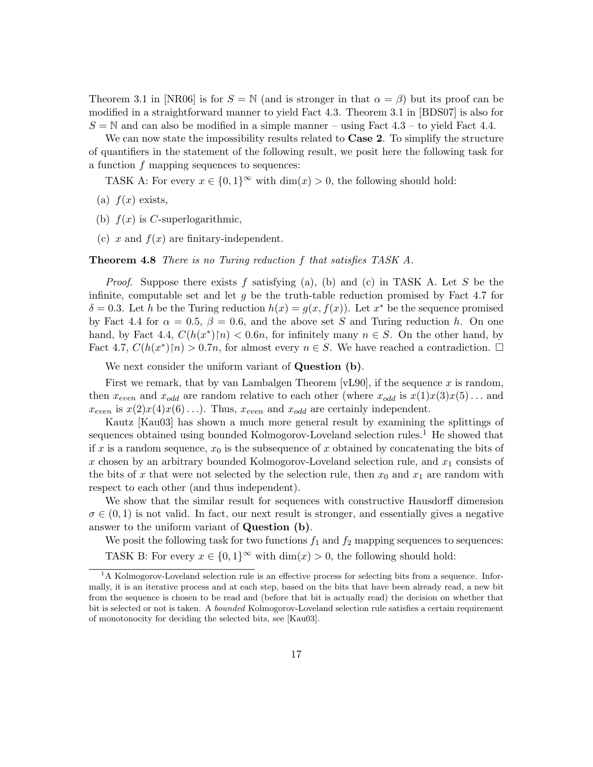Theorem 3.1 in [NR06] is for $S = \mathbb{N}$ (and is stronger in that $\alpha = \beta$) but its proof can be modified in a straightforward manner to yield Fact 4.3. Theorem 3.1 in [BDS07] is also for $S = \mathbb{N}$ and can also be modified in a simple manner – using Fact 4.3 – to yield Fact 4.4.

We can now state the impossibility results related to **Case 2**. To simplify the structure of quantifiers in the statement of the following result, we posit here the following task for a function $f$ mapping sequences to sequences:

TASK A: For every $x \in \{0,1\}^\infty$ with $\dim(x) > 0$, the following should hold:

- (a) $f(x)$ exists,
- (b) $f(x)$ is $C$-superlogarithmic,
- (c) $x$ and $f(x)$ are finitary-independent.

**Theorem 4.8** *There is no Turing reduction $f$ that satisfies TASK A.*

*Proof.* Suppose there exists $f$ satisfying (a), (b) and (c) in TASK A. Let $S$ be the infinite, computable set and let $g$ be the truth-table reduction promised by Fact 4.7 for $\delta = 0.3$. Let $h$ be the Turing reduction $h(x) = g(x, f(x))$. Let $x^*$ be the sequence promised by Fact 4.4 for $\alpha = 0.5$, $\beta = 0.6$, and the above set $S$ and Turing reduction $h$. On one hand, by Fact 4.4, $C(h(x^*)\upharpoonright n) < 0.6n$, for infinitely many $n \in S$. On the other hand, by Fact 4.7, $C(h(x^*)\upharpoonright n) > 0.7n$, for almost every $n \in S$. We have reached a contradiction. $\square$

We next consider the uniform variant of **Question (b)**.

First we remark, that by van Lambalgen Theorem [vL90], if the sequence $x$ is random, then $x_{even}$ and $x_{odd}$ are random relative to each other (where $x_{odd}$ is $x(1)x(3)x(5)\ldots$ and $x_{even}$ is $x(2)x(4)x(6)\ldots$). Thus, $x_{even}$ and $x_{odd}$ are certainly independent.

Kautz [Kau03] has shown a much more general result by examining the splittings of sequences obtained using bounded Kolmogorov-Loveland selection rules.[1] He showed that if $x$ is a random sequence, $x_0$ is the subsequence of $x$ obtained by concatenating the bits of $x$ chosen by an arbitrary bounded Kolmogorov-Loveland selection rule, and $x_1$ consists of the bits of $x$ that were not selected by the selection rule, then $x_0$ and $x_1$ are random with respect to each other (and thus independent).

We show that the similar result for sequences with constructive Hausdorff dimension $\sigma \in (0,1)$ is not valid. In fact, our next result is stronger, and essentially gives a negative answer to the uniform variant of **Question (b)**.

We posit the following task for two functions $f_1$ and $f_2$ mapping sequences to sequences:

TASK B: For every $x \in \{0,1\}^\infty$ with $\dim(x) > 0$, the following should hold:

[1] A Kolmogorov-Loveland selection rule is an effective process for selecting bits from a sequence. Informally, it is an iterative process and at each step, based on the bits that have been already read, a new bit from the sequence is chosen to be read and (before that bit is actually read) the decision on whether that bit is selected or not is taken. A *bounded* Kolmogorov-Loveland selection rule satisfies a certain requirement of monotonocity for deciding the selected bits, see [Kau03].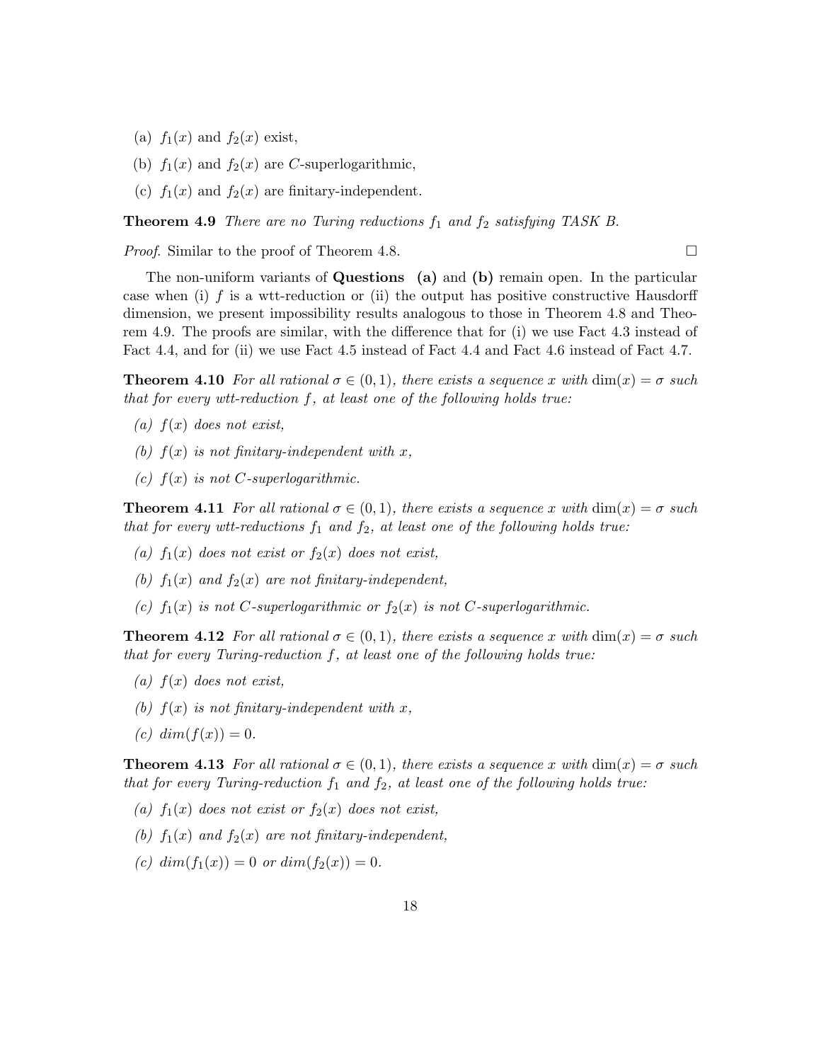(a) $f_1(x)$ and $f_2(x)$ exist,

(b) $f_1(x)$ and $f_2(x)$ are $C$-superlogarithmic,

(c) $f_1(x)$ and $f_2(x)$ are finitary-independent.

**Theorem 4.9** *There are no Turing reductions $f_1$ and $f_2$ satisfying TASK B.*

*Proof*. Similar to the proof of Theorem 4.8. □

The non-uniform variants of **Questions (a)** and **(b)** remain open. In the particular case when (i) $f$ is a wtt-reduction or (ii) the output has positive constructive Hausdorff dimension, we present impossibility results analogous to those in Theorem 4.8 and Theorem 4.9. The proofs are similar, with the difference that for (i) we use Fact 4.3 instead of Fact 4.4, and for (ii) we use Fact 4.5 instead of Fact 4.4 and Fact 4.6 instead of Fact 4.7.

**Theorem 4.10** *For all rational $\sigma \in (0,1)$, there exists a sequence $x$ with $\dim(x) = \sigma$ such that for every wtt-reduction $f$, at least one of the following holds true:*

*(a) $f(x)$ does not exist,*

*(b) $f(x)$ is not finitary-independent with $x$,*

*(c) $f(x)$ is not $C$-superlogarithmic.*

**Theorem 4.11** *For all rational $\sigma \in (0,1)$, there exists a sequence $x$ with $\dim(x) = \sigma$ such that for every wtt-reductions $f_1$ and $f_2$, at least one of the following holds true:*

*(a) $f_1(x)$ does not exist or $f_2(x)$ does not exist,*

*(b) $f_1(x)$ and $f_2(x)$ are not finitary-independent,*

*(c) $f_1(x)$ is not $C$-superlogarithmic or $f_2(x)$ is not $C$-superlogarithmic.*

**Theorem 4.12** *For all rational $\sigma \in (0,1)$, there exists a sequence $x$ with $\dim(x) = \sigma$ such that for every Turing-reduction $f$, at least one of the following holds true:*

*(a) $f(x)$ does not exist,*

*(b) $f(x)$ is not finitary-independent with $x$,*

*(c) $dim(f(x)) = 0$.*

**Theorem 4.13** *For all rational $\sigma \in (0,1)$, there exists a sequence $x$ with $\dim(x) = \sigma$ such that for every Turing-reduction $f_1$ and $f_2$, at least one of the following holds true:*

*(a) $f_1(x)$ does not exist or $f_2(x)$ does not exist,*

*(b) $f_1(x)$ and $f_2(x)$ are not finitary-independent,*

*(c) $dim(f_1(x)) = 0$ or $dim(f_2(x)) = 0$.*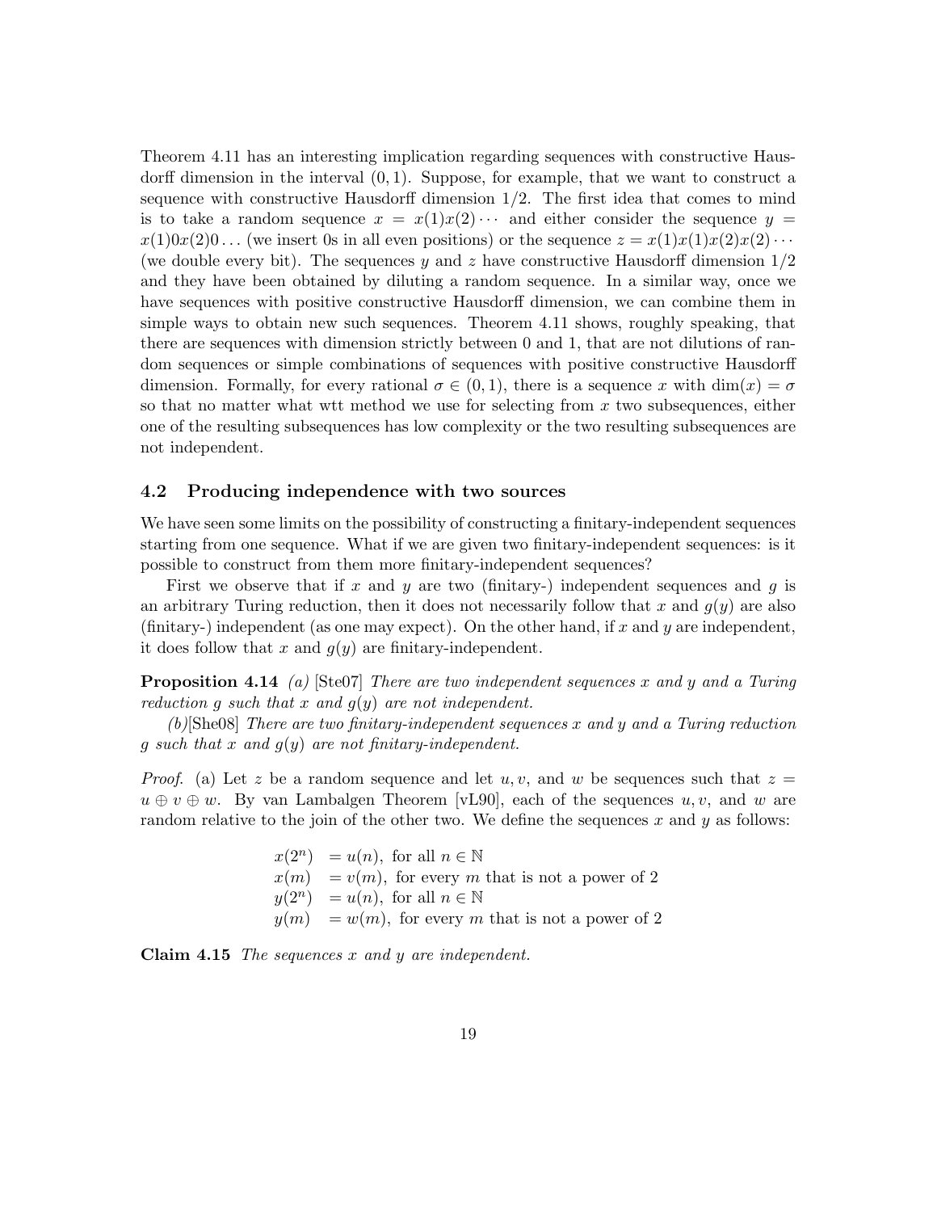Theorem 4.11 has an interesting implication regarding sequences with constructive Hausdorff dimension in the interval $(0, 1)$. Suppose, for example, that we want to construct a sequence with constructive Hausdorff dimension $1/2$. The first idea that comes to mind is to take a random sequence $x = x(1)x(2)\cdots$ and either consider the sequence $y = x(1)0x(2)0\ldots$ (we insert 0s in all even positions) or the sequence $z = x(1)x(1)x(2)x(2)\cdots$ (we double every bit). The sequences $y$ and $z$ have constructive Hausdorff dimension $1/2$ and they have been obtained by diluting a random sequence. In a similar way, once we have sequences with positive constructive Hausdorff dimension, we can combine them in simple ways to obtain new such sequences. Theorem 4.11 shows, roughly speaking, that there are sequences with dimension strictly between 0 and 1, that are not dilutions of random sequences or simple combinations of sequences with positive constructive Hausdorff dimension. Formally, for every rational $\sigma \in (0, 1)$, there is a sequence $x$ with $\dim(x) = \sigma$ so that no matter what wtt method we use for selecting from $x$ two subsequences, either one of the resulting subsequences has low complexity or the two resulting subsequences are not independent.

### 4.2 Producing independence with two sources

We have seen some limits on the possibility of constructing a finitary-independent sequences starting from one sequence. What if we are given two finitary-independent sequences: is it possible to construct from them more finitary-independent sequences?

First we observe that if $x$ and $y$ are two (finitary-) independent sequences and $g$ is an arbitrary Turing reduction, then it does not necessarily follow that $x$ and $g(y)$ are also (finitary-) independent (as one may expect). On the other hand, if $x$ and $y$ are independent, it does follow that $x$ and $g(y)$ are finitary-independent.

**Proposition 4.14** *(a)* [Ste07] *There are two independent sequences $x$ and $y$ and a Turing reduction $g$ such that $x$ and $g(y)$ are not independent.*

*(b)*[She08] *There are two finitary-independent sequences $x$ and $y$ and a Turing reduction $g$ such that $x$ and $g(y)$ are not finitary-independent.*

*Proof.* (a) Let $z$ be a random sequence and let $u, v$, and $w$ be sequences such that $z = u \oplus v \oplus w$. By van Lambalgen Theorem [vL90], each of the sequences $u, v$, and $w$ are random relative to the join of the other two. We define the sequences $x$ and $y$ as follows:

$$
\begin{aligned}
x(2^n) &= u(n), \text{ for all } n \in \mathbb{N} \\
x(m) &= v(m), \text{ for every } m \text{ that is not a power of 2} \\
y(2^n) &= u(n), \text{ for all } n \in \mathbb{N} \\
y(m) &= w(m), \text{ for every } m \text{ that is not a power of 2}
\end{aligned}
$$

**Claim 4.15** *The sequences $x$ and $y$ are independent.*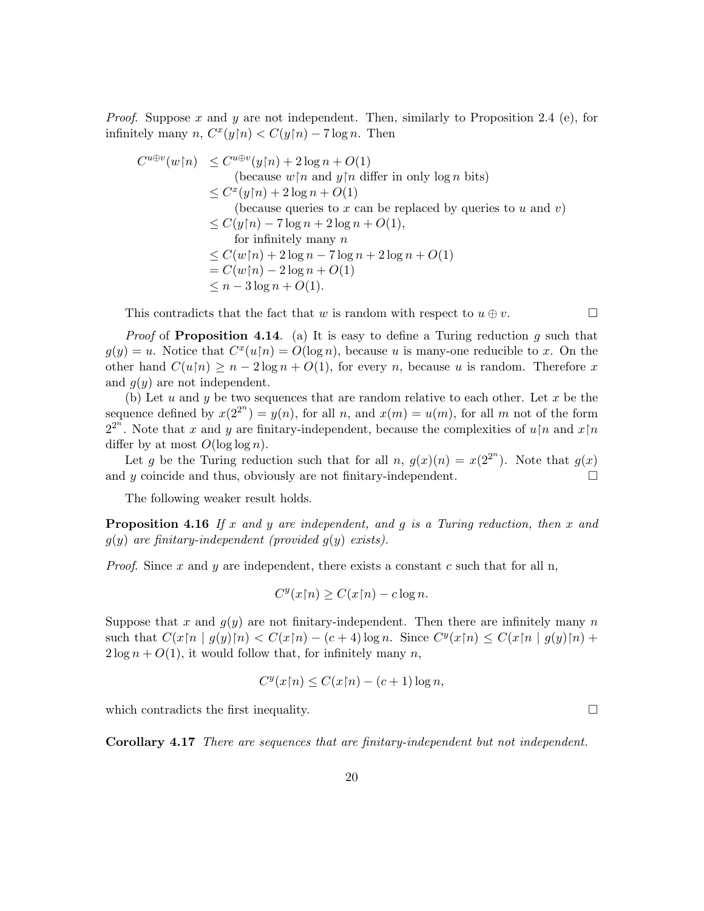*Proof.* Suppose $x$ and $y$ are not independent. Then, similarly to Proposition 2.4 (e), for infinitely many $n$, $C^x(y\restriction n) < C(y\restriction n) - 7\log n$. Then

$$
\begin{aligned}
C^{u\oplus v}(w\restriction n) &\leq C^{u\oplus v}(y\restriction n) + 2\log n + O(1) \\
&\quad \text{(because } w\restriction n \text{ and } y\restriction n \text{ differ in only } \log n \text{ bits)} \\
&\leq C^x(y\restriction n) + 2\log n + O(1) \\
&\quad \text{(because queries to } x \text{ can be replaced by queries to } u \text{ and } v\text{)} \\
&\leq C(y\restriction n) - 7\log n + 2\log n + O(1), \\
&\quad \text{for infinitely many } n \\
&\leq C(w\restriction n) + 2\log n - 7\log n + 2\log n + O(1) \\
&= C(w\restriction n) - 2\log n + O(1) \\
&\leq n - 3\log n + O(1).
\end{aligned}
$$

This contradicts that the fact that $w$ is random with respect to $u \oplus v$. □

*Proof* of **Proposition 4.14**. (a) It is easy to define a Turing reduction $g$ such that $g(y) = u$. Notice that $C^x(u\restriction n) = O(\log n)$, because $u$ is many-one reducible to $x$. On the other hand $C(u\restriction n) \geq n - 2\log n + O(1)$, for every $n$, because $u$ is random. Therefore $x$ and $g(y)$ are not independent.

(b) Let $u$ and $y$ be two sequences that are random relative to each other. Let $x$ be the sequence defined by $x(2^{2^n}) = y(n)$, for all $n$, and $x(m) = u(m)$, for all $m$ not of the form $2^{2^n}$. Note that $x$ and $y$ are finitary-independent, because the complexities of $u\restriction n$ and $x\restriction n$ differ by at most $O(\log\log n)$.

Let $g$ be the Turing reduction such that for all $n$, $g(x)(n) = x(2^{2^n})$. Note that $g(x)$ and $y$ coincide and thus, obviously are not finitary-independent. □

The following weaker result holds.

**Proposition 4.16** *If $x$ and $y$ are independent, and $g$ is a Turing reduction, then $x$ and $g(y)$ are finitary-independent (provided $g(y)$ exists).*

*Proof.* Since $x$ and $y$ are independent, there exists a constant $c$ such that for all n,

$$C^y(x\restriction n) \geq C(x\restriction n) - c\log n.$$

Suppose that $x$ and $g(y)$ are not finitary-independent. Then there are infinitely many $n$ such that $C(x\restriction n \mid g(y)\restriction n) < C(x\restriction n) - (c+4)\log n$. Since $C^y(x\restriction n) \leq C(x\restriction n \mid g(y)\restriction n) + 2\log n + O(1)$, it would follow that, for infinitely many $n$,

$$C^y(x\restriction n) \leq C(x\restriction n) - (c+1)\log n,$$

which contradicts the first inequality. □

**Corollary 4.17** *There are sequences that are finitary-independent but not independent.*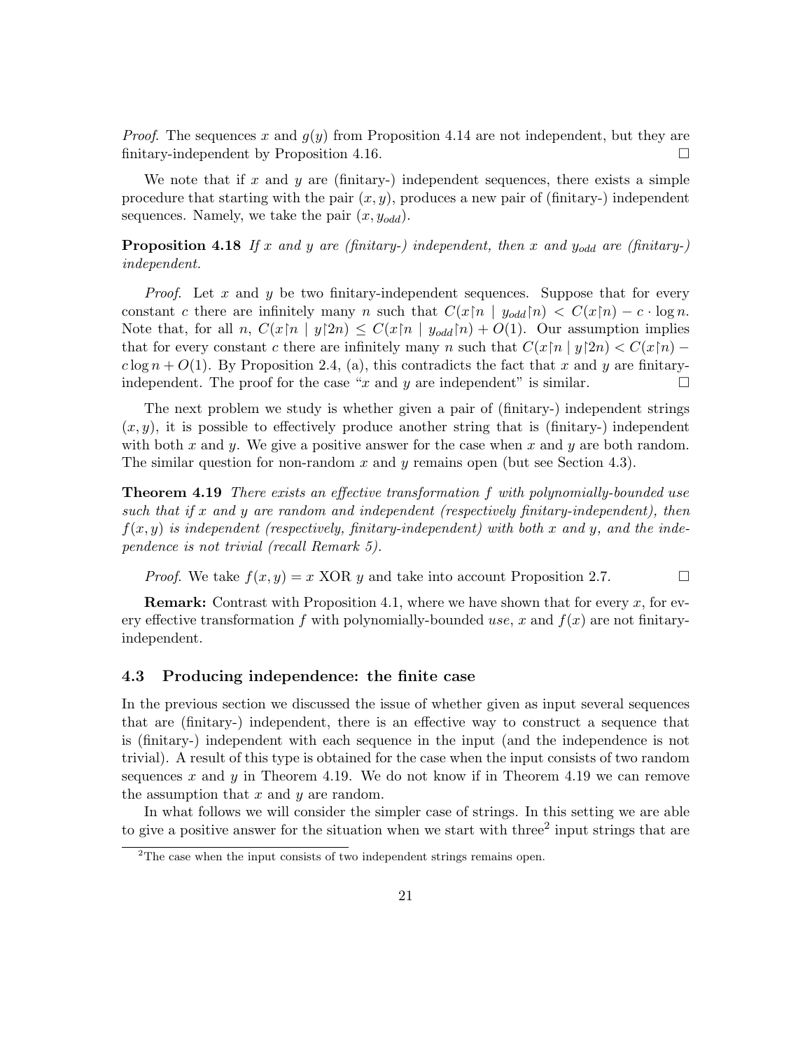*Proof.* The sequences $x$ and $g(y)$ from Proposition 4.14 are not independent, but they are finitary-independent by Proposition 4.16. $\square$

We note that if $x$ and $y$ are (finitary-) independent sequences, there exists a simple procedure that starting with the pair $(x, y)$, produces a new pair of (finitary-) independent sequences. Namely, we take the pair $(x, y_{odd})$.

**Proposition 4.18** *If $x$ and $y$ are (finitary-) independent, then $x$ and $y_{odd}$ are (finitary-) independent.*

*Proof.* Let $x$ and $y$ be two finitary-independent sequences. Suppose that for every constant $c$ there are infinitely many $n$ such that $C(x\restriction n \mid y_{odd}\restriction n) < C(x\restriction n) - c \cdot \log n$. Note that, for all $n$, $C(x\restriction n \mid y\restriction 2n) \leq C(x\restriction n \mid y_{odd}\restriction n) + O(1)$. Our assumption implies that for every constant $c$ there are infinitely many $n$ such that $C(x\restriction n \mid y\restriction 2n) < C(x\restriction n) - c\log n + O(1)$. By Proposition 2.4, (a), this contradicts the fact that $x$ and $y$ are finitary-independent. The proof for the case "$x$ and $y$ are independent" is similar. $\square$

The next problem we study is whether given a pair of (finitary-) independent strings $(x, y)$, it is possible to effectively produce another string that is (finitary-) independent with both $x$ and $y$. We give a positive answer for the case when $x$ and $y$ are both random. The similar question for non-random $x$ and $y$ remains open (but see Section 4.3).

**Theorem 4.19** *There exists an effective transformation $f$ with polynomially-bounded use such that if $x$ and $y$ are random and independent (respectively finitary-independent), then $f(x, y)$ is independent (respectively, finitary-independent) with both $x$ and $y$, and the independence is not trivial (recall Remark 5).*

*Proof.* We take $f(x, y) = x$ XOR $y$ and take into account Proposition 2.7. $\square$

**Remark:** Contrast with Proposition 4.1, where we have shown that for every $x$, for every effective transformation $f$ with polynomially-bounded *use*, $x$ and $f(x)$ are not finitary-independent.

### 4.3 Producing independence: the finite case

In the previous section we discussed the issue of whether given as input several sequences that are (finitary-) independent, there is an effective way to construct a sequence that is (finitary-) independent with each sequence in the input (and the independence is not trivial). A result of this type is obtained for the case when the input consists of two random sequences $x$ and $y$ in Theorem 4.19. We do not know if in Theorem 4.19 we can remove the assumption that $x$ and $y$ are random.

In what follows we will consider the simpler case of strings. In this setting we are able to give a positive answer for the situation when we start with three[2] input strings that are

[2] The case when the input consists of two independent strings remains open.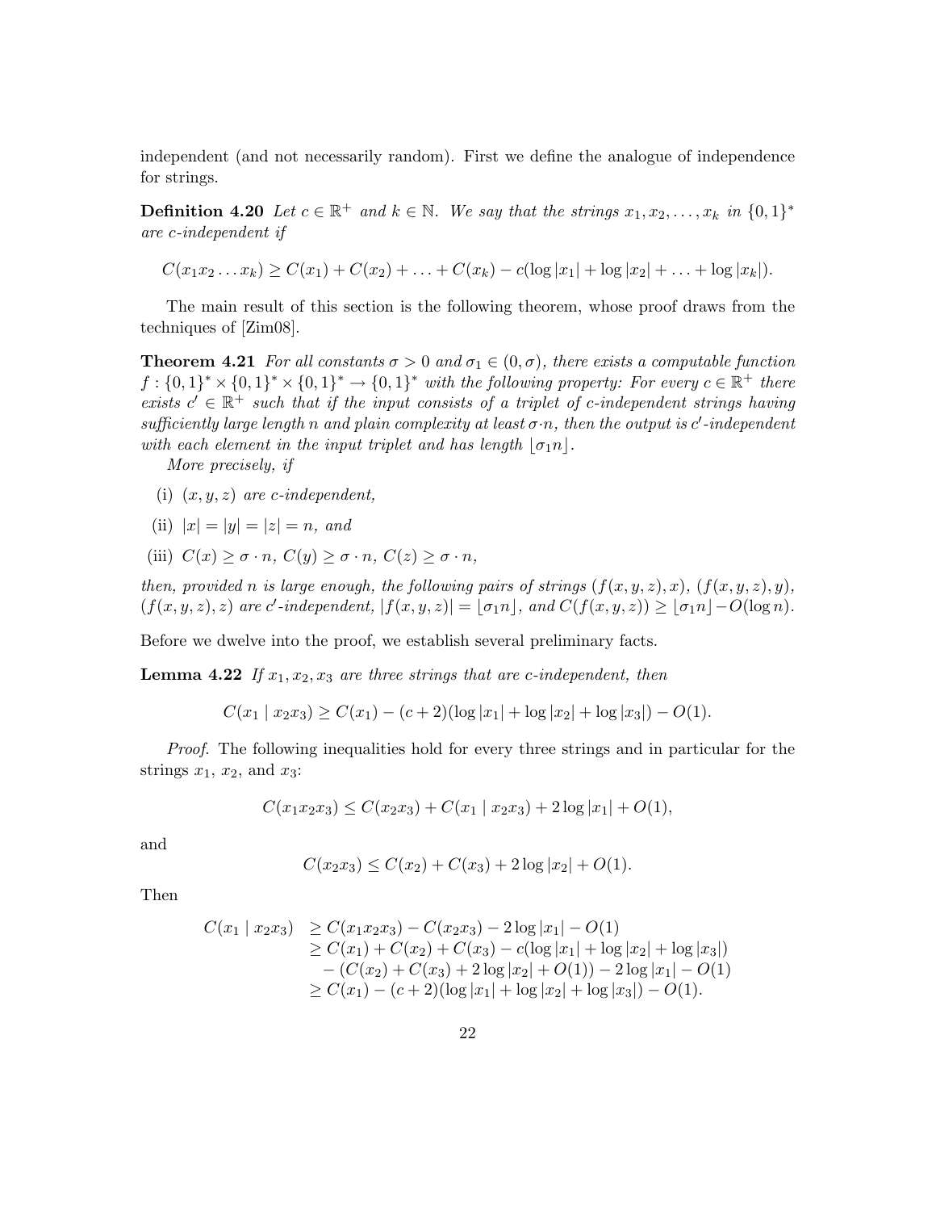independent (and not necessarily random). First we define the analogue of independence for strings.

**Definition 4.20** *Let $c \in \mathbb{R}^+$ and $k \in \mathbb{N}$. We say that the strings $x_1, x_2, \ldots, x_k$ in $\{0,1\}^*$ are c-independent if*

$$C(x_1 x_2 \ldots x_k) \geq C(x_1) + C(x_2) + \ldots + C(x_k) - c(\log|x_1| + \log|x_2| + \ldots + \log|x_k|).$$

The main result of this section is the following theorem, whose proof draws from the techniques of [Zim08].

**Theorem 4.21** *For all constants $\sigma > 0$ and $\sigma_1 \in (0, \sigma)$, there exists a computable function $f : \{0,1\}^* \times \{0,1\}^* \times \{0,1\}^* \to \{0,1\}^*$ with the following property: For every $c \in \mathbb{R}^+$ there exists $c' \in \mathbb{R}^+$ such that if the input consists of a triplet of c-independent strings having sufficiently large length n and plain complexity at least $\sigma \cdot n$, then the output is $c'$-independent with each element in the input triplet and has length $\lfloor \sigma_1 n \rfloor$.*

*More precisely, if*

(i) *$(x, y, z)$ are c-independent,*

(ii) *$|x| = |y| = |z| = n$, and*

(iii) *$C(x) \geq \sigma \cdot n$, $C(y) \geq \sigma \cdot n$, $C(z) \geq \sigma \cdot n$,*

*then, provided n is large enough, the following pairs of strings $(f(x,y,z), x)$, $(f(x,y,z), y)$, $(f(x,y,z), z)$ are $c'$-independent, $|f(x,y,z)| = \lfloor \sigma_1 n \rfloor$, and $C(f(x,y,z)) \geq \lfloor \sigma_1 n \rfloor - O(\log n)$.*

Before we dwelve into the proof, we establish several preliminary facts.

**Lemma 4.22** *If $x_1, x_2, x_3$ are three strings that are c-independent, then*

$$C(x_1 \mid x_2 x_3) \geq C(x_1) - (c+2)(\log|x_1| + \log|x_2| + \log|x_3|) - O(1).$$

*Proof.* The following inequalities hold for every three strings and in particular for the strings $x_1$, $x_2$, and $x_3$:

$$C(x_1 x_2 x_3) \leq C(x_2 x_3) + C(x_1 \mid x_2 x_3) + 2\log|x_1| + O(1),$$

and

$$C(x_2 x_3) \leq C(x_2) + C(x_3) + 2\log|x_2| + O(1).$$

Then

$$\begin{aligned} C(x_1 \mid x_2 x_3) &\geq C(x_1 x_2 x_3) - C(x_2 x_3) - 2\log|x_1| - O(1) \\ &\geq C(x_1) + C(x_2) + C(x_3) - c(\log|x_1| + \log|x_2| + \log|x_3|) \\ &\quad - (C(x_2) + C(x_3) + 2\log|x_2| + O(1)) - 2\log|x_1| - O(1) \\ &\geq C(x_1) - (c+2)(\log|x_1| + \log|x_2| + \log|x_3|) - O(1). \end{aligned}$$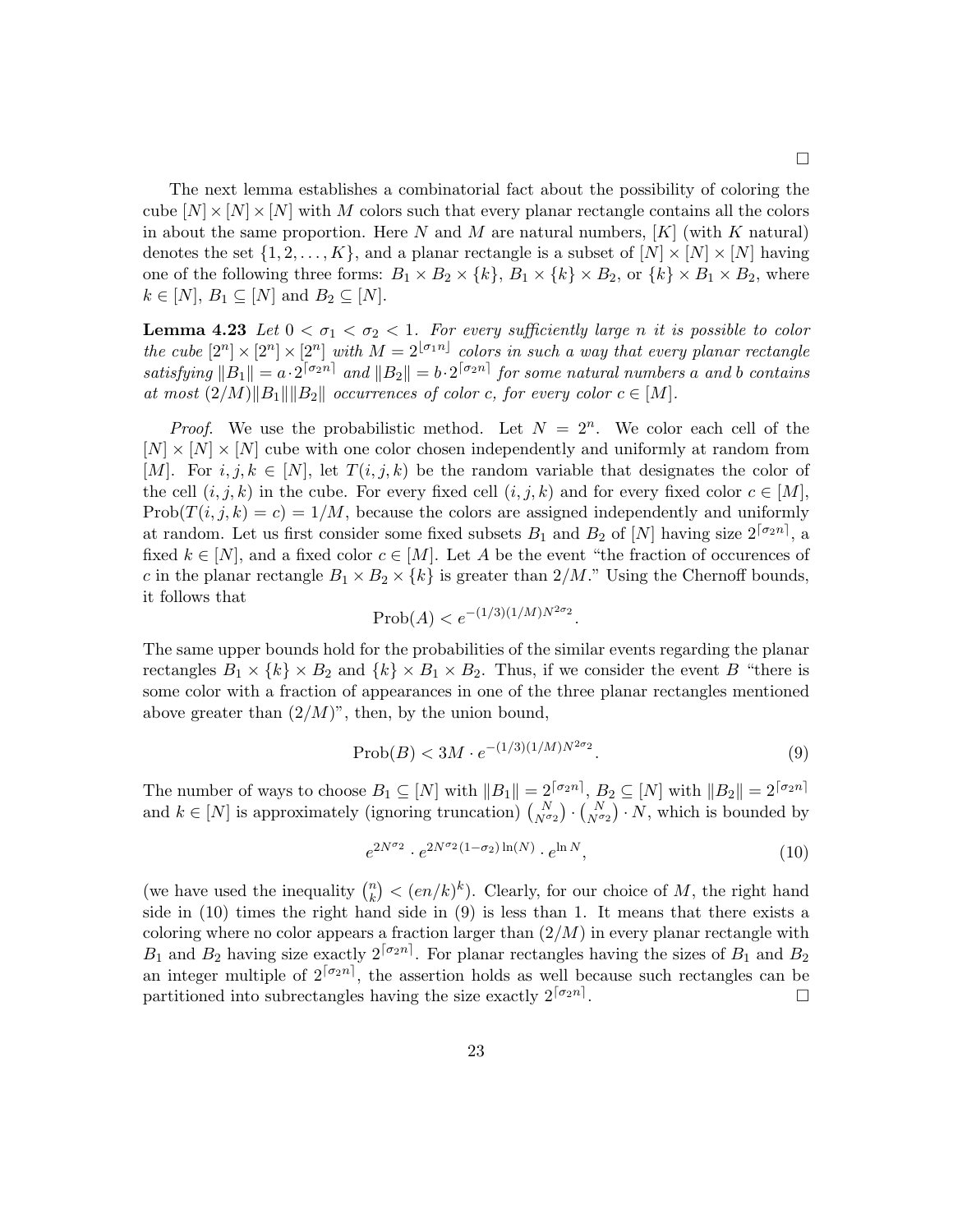□

The next lemma establishes a combinatorial fact about the possibility of coloring the cube $[N] \times [N] \times [N]$ with $M$ colors such that every planar rectangle contains all the colors in about the same proportion. Here $N$ and $M$ are natural numbers, $[K]$ (with $K$ natural) denotes the set $\{1, 2, \ldots, K\}$, and a planar rectangle is a subset of $[N] \times [N] \times [N]$ having one of the following three forms: $B_1 \times B_2 \times \{k\}$, $B_1 \times \{k\} \times B_2$, or $\{k\} \times B_1 \times B_2$, where $k \in [N]$, $B_1 \subseteq [N]$ and $B_2 \subseteq [N]$.

**Lemma 4.23** *Let $0 < \sigma_1 < \sigma_2 < 1$. For every sufficiently large $n$ it is possible to color the cube $[2^n] \times [2^n] \times [2^n]$ with $M = 2^{\lfloor \sigma_1 n \rfloor}$ colors in such a way that every planar rectangle satisfying $\|B_1\| = a \cdot 2^{\lceil \sigma_2 n \rceil}$ and $\|B_2\| = b \cdot 2^{\lceil \sigma_2 n \rceil}$ for some natural numbers $a$ and $b$ contains at most $(2/M)\|B_1\|\|B_2\|$ occurrences of color $c$, for every color $c \in [M]$.*

*Proof.* We use the probabilistic method. Let $N = 2^n$. We color each cell of the $[N] \times [N] \times [N]$ cube with one color chosen independently and uniformly at random from $[M]$. For $i, j, k \in [N]$, let $T(i, j, k)$ be the random variable that designates the color of the cell $(i, j, k)$ in the cube. For every fixed cell $(i, j, k)$ and for every fixed color $c \in [M]$, $\text{Prob}(T(i, j, k) = c) = 1/M$, because the colors are assigned independently and uniformly at random. Let us first consider some fixed subsets $B_1$ and $B_2$ of $[N]$ having size $2^{\lceil \sigma_2 n \rceil}$, a fixed $k \in [N]$, and a fixed color $c \in [M]$. Let $A$ be the event "the fraction of occurences of $c$ in the planar rectangle $B_1 \times B_2 \times \{k\}$ is greater than $2/M$." Using the Chernoff bounds, it follows that

$$\text{Prob}(A) < e^{-(1/3)(1/M)N^{2\sigma_2}}.$$

The same upper bounds hold for the probabilities of the similar events regarding the planar rectangles $B_1 \times \{k\} \times B_2$ and $\{k\} \times B_1 \times B_2$. Thus, if we consider the event $B$ "there is some color with a fraction of appearances in one of the three planar rectangles mentioned above greater than $(2/M)$", then, by the union bound,

$$\text{Prob}(B) < 3M \cdot e^{-(1/3)(1/M)N^{2\sigma_2}}. \tag{9}$$

The number of ways to choose $B_1 \subseteq [N]$ with $\|B_1\| = 2^{\lceil \sigma_2 n \rceil}$, $B_2 \subseteq [N]$ with $\|B_2\| = 2^{\lceil \sigma_2 n \rceil}$ and $k \in [N]$ is approximately (ignoring truncation) $\binom{N}{N^{\sigma_2}} \cdot \binom{N}{N^{\sigma_2}} \cdot N$, which is bounded by

$$e^{2N^{\sigma_2}} \cdot e^{2N^{\sigma_2}(1-\sigma_2)\ln(N)} \cdot e^{\ln N}, \tag{10}$$

(we have used the inequality $\binom{n}{k} < (en/k)^k$). Clearly, for our choice of $M$, the right hand side in (10) times the right hand side in (9) is less than 1. It means that there exists a coloring where no color appears a fraction larger than $(2/M)$ in every planar rectangle with $B_1$ and $B_2$ having size exactly $2^{\lceil \sigma_2 n \rceil}$. For planar rectangles having the sizes of $B_1$ and $B_2$ an integer multiple of $2^{\lceil \sigma_2 n \rceil}$, the assertion holds as well because such rectangles can be partitioned into subrectangles having the size exactly $2^{\lceil \sigma_2 n \rceil}$. □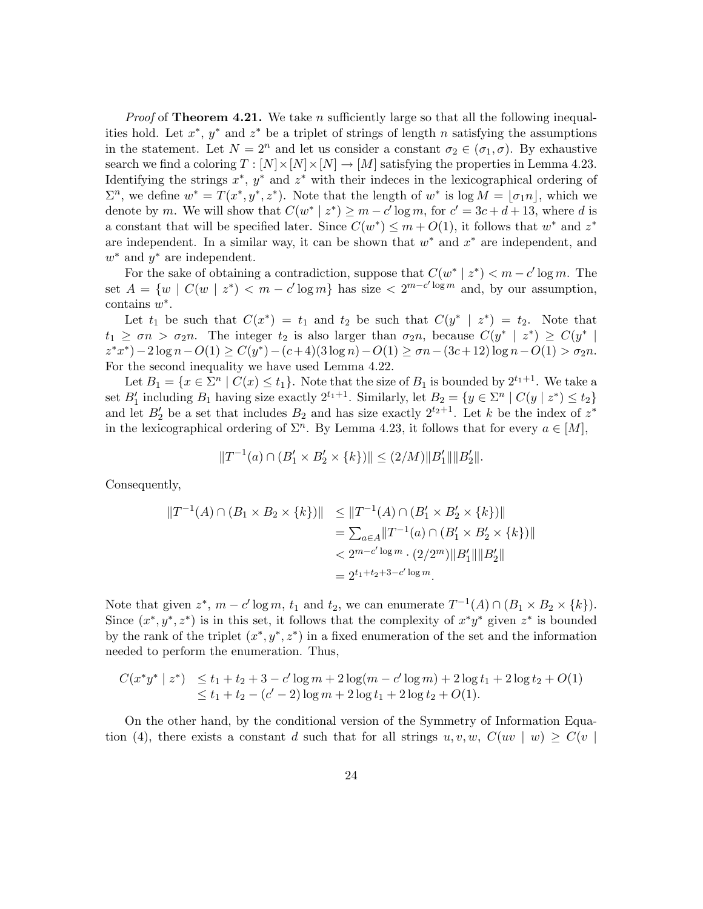*Proof* of **Theorem 4.21.** We take $n$ sufficiently large so that all the following inequalities hold. Let $x^*$, $y^*$ and $z^*$ be a triplet of strings of length $n$ satisfying the assumptions in the statement. Let $N = 2^n$ and let us consider a constant $\sigma_2 \in (\sigma_1, \sigma)$. By exhaustive search we find a coloring $T : [N] \times [N] \times [N] \to [M]$ satisfying the properties in Lemma 4.23. Identifying the strings $x^*$, $y^*$ and $z^*$ with their indeces in the lexicographical ordering of $\Sigma^n$, we define $w^* = T(x^*, y^*, z^*)$. Note that the length of $w^*$ is $\log M = \lfloor \sigma_1 n \rfloor$, which we denote by $m$. We will show that $C(w^* \mid z^*) \geq m - c' \log m$, for $c' = 3c + d + 13$, where $d$ is a constant that will be specified later. Since $C(w^*) \leq m + O(1)$, it follows that $w^*$ and $z^*$ are independent. In a similar way, it can be shown that $w^*$ and $x^*$ are independent, and $w^*$ and $y^*$ are independent.

For the sake of obtaining a contradiction, suppose that $C(w^* \mid z^*) < m - c' \log m$. The set $A = \{w \mid C(w \mid z^*) < m - c' \log m\}$ has size $< 2^{m - c' \log m}$ and, by our assumption, contains $w^*$.

Let $t_1$ be such that $C(x^*) = t_1$ and $t_2$ be such that $C(y^* \mid z^*) = t_2$. Note that $t_1 \geq \sigma n > \sigma_2 n$. The integer $t_2$ is also larger than $\sigma_2 n$, because $C(y^* \mid z^*) \geq C(y^* \mid z^* x^*) - 2 \log n - O(1) \geq C(y^*) - (c+4)(3 \log n) - O(1) \geq \sigma n - (3c+12) \log n - O(1) > \sigma_2 n$. For the second inequality we have used Lemma 4.22.

Let $B_1 = \{x \in \Sigma^n \mid C(x) \leq t_1\}$. Note that the size of $B_1$ is bounded by $2^{t_1+1}$. We take a set $B_1'$ including $B_1$ having size exactly $2^{t_1+1}$. Similarly, let $B_2 = \{y \in \Sigma^n \mid C(y \mid z^*) \leq t_2\}$ and let $B_2'$ be a set that includes $B_2$ and has size exactly $2^{t_2+1}$. Let $k$ be the index of $z^*$ in the lexicographical ordering of $\Sigma^n$. By Lemma 4.23, it follows that for every $a \in [M]$,

$$\|T^{-1}(a) \cap (B_1' \times B_2' \times \{k\})\| \leq (2/M) \|B_1'\| \|B_2'\|.$$

Consequently,

$$\begin{aligned} \|T^{-1}(A) \cap (B_1 \times B_2 \times \{k\})\| &\leq \|T^{-1}(A) \cap (B_1' \times B_2' \times \{k\})\| \\ &= \textstyle\sum_{a \in A} \|T^{-1}(a) \cap (B_1' \times B_2' \times \{k\})\| \\ &< 2^{m - c' \log m} \cdot (2/2^m) \|B_1'\| \|B_2'\| \\ &= 2^{t_1 + t_2 + 3 - c' \log m}. \end{aligned}$$

Note that given $z^*$, $m - c' \log m$, $t_1$ and $t_2$, we can enumerate $T^{-1}(A) \cap (B_1 \times B_2 \times \{k\})$. Since $(x^*, y^*, z^*)$ is in this set, it follows that the complexity of $x^* y^*$ given $z^*$ is bounded by the rank of the triplet $(x^*, y^*, z^*)$ in a fixed enumeration of the set and the information needed to perform the enumeration. Thus,

$$\begin{aligned} C(x^* y^* \mid z^*) &\leq t_1 + t_2 + 3 - c' \log m + 2 \log(m - c' \log m) + 2 \log t_1 + 2 \log t_2 + O(1) \\ &\leq t_1 + t_2 - (c' - 2) \log m + 2 \log t_1 + 2 \log t_2 + O(1). \end{aligned}$$

On the other hand, by the conditional version of the Symmetry of Information Equation (4), there exists a constant $d$ such that for all strings $u, v, w$, $C(uv \mid w) \geq C(v \mid$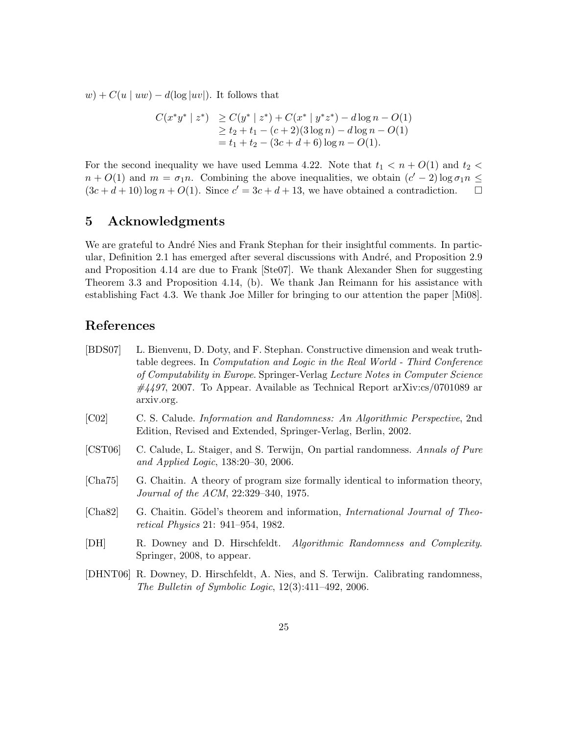$w) + C(u \mid uw) - d(\log |uv|)$. It follows that

$$
\begin{aligned}
C(x^*y^* \mid z^*) &\geq C(y^* \mid z^*) + C(x^* \mid y^*z^*) - d\log n - O(1) \\
&\geq t_2 + t_1 - (c+2)(3\log n) - d\log n - O(1) \\
&= t_1 + t_2 - (3c + d + 6)\log n - O(1).
\end{aligned}
$$

For the second inequality we have used Lemma 4.22. Note that $t_1 < n + O(1)$ and $t_2 < n + O(1)$ and $m = \sigma_1 n$. Combining the above inequalities, we obtain $(c' - 2)\log \sigma_1 n \leq (3c + d + 10)\log n + O(1)$. Since $c' = 3c + d + 13$, we have obtained a contradiction. $\square$

## 5 Acknowledgments

We are grateful to André Nies and Frank Stephan for their insightful comments. In particular, Definition 2.1 has emerged after several discussions with André, and Proposition 2.9 and Proposition 4.14 are due to Frank [Ste07]. We thank Alexander Shen for suggesting Theorem 3.3 and Proposition 4.14, (b). We thank Jan Reimann for his assistance with establishing Fact 4.3. We thank Joe Miller for bringing to our attention the paper [Mi08].

## References

[BDS07] L. Bienvenu, D. Doty, and F. Stephan. Constructive dimension and weak truth-table degrees. In *Computation and Logic in the Real World - Third Conference of Computability in Europe*. Springer-Verlag *Lecture Notes in Computer Science #4497*, 2007. To Appear. Available as Technical Report arXiv:cs/0701089 ar arxiv.org.

[C02] C. S. Calude. *Information and Randomness: An Algorithmic Perspective*, 2nd Edition, Revised and Extended, Springer-Verlag, Berlin, 2002.

[CST06] C. Calude, L. Staiger, and S. Terwijn, On partial randomness. *Annals of Pure and Applied Logic*, 138:20–30, 2006.

[Cha75] G. Chaitin. A theory of program size formally identical to information theory, *Journal of the ACM*, 22:329–340, 1975.

[Cha82] G. Chaitin. Gödel's theorem and information, *International Journal of Theoretical Physics* 21: 941–954, 1982.

[DH] R. Downey and D. Hirschfeldt. *Algorithmic Randomness and Complexity*. Springer, 2008, to appear.

[DHNT06] R. Downey, D. Hirschfeldt, A. Nies, and S. Terwijn. Calibrating randomness, *The Bulletin of Symbolic Logic*, 12(3):411–492, 2006.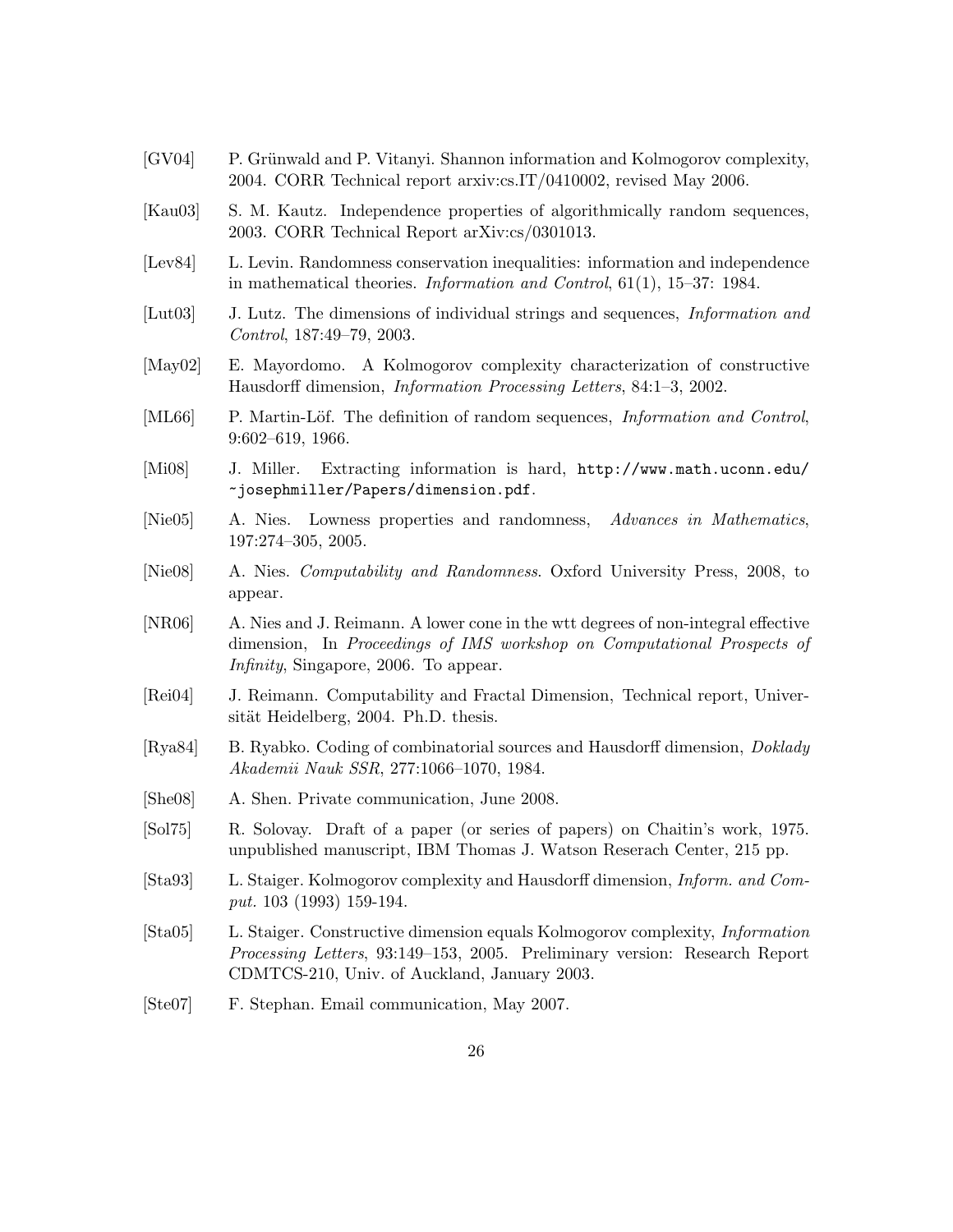[GV04] P. Grünwald and P. Vitanyi. Shannon information and Kolmogorov complexity, 2004. CORR Technical report arxiv:cs.IT/0410002, revised May 2006.

[Kau03] S. M. Kautz. Independence properties of algorithmically random sequences, 2003. CORR Technical Report arXiv:cs/0301013.

[Lev84] L. Levin. Randomness conservation inequalities: information and independence in mathematical theories. *Information and Control*, 61(1), 15–37: 1984.

[Lut03] J. Lutz. The dimensions of individual strings and sequences, *Information and Control*, 187:49–79, 2003.

[May02] E. Mayordomo. A Kolmogorov complexity characterization of constructive Hausdorff dimension, *Information Processing Letters*, 84:1–3, 2002.

[ML66] P. Martin-Löf. The definition of random sequences, *Information and Control*, 9:602–619, 1966.

[Mi08] J. Miller. Extracting information is hard, `http://www.math.uconn.edu/~josephmiller/Papers/dimension.pdf`.

[Nie05] A. Nies. Lowness properties and randomness, *Advances in Mathematics*, 197:274–305, 2005.

[Nie08] A. Nies. *Computability and Randomness*. Oxford University Press, 2008, to appear.

[NR06] A. Nies and J. Reimann. A lower cone in the wtt degrees of non-integral effective dimension, In *Proceedings of IMS workshop on Computational Prospects of Infinity*, Singapore, 2006. To appear.

[Rei04] J. Reimann. Computability and Fractal Dimension, Technical report, Universität Heidelberg, 2004. Ph.D. thesis.

[Rya84] B. Ryabko. Coding of combinatorial sources and Hausdorff dimension, *Doklady Akademii Nauk SSR*, 277:1066–1070, 1984.

[She08] A. Shen. Private communication, June 2008.

[Sol75] R. Solovay. Draft of a paper (or series of papers) on Chaitin's work, 1975. unpublished manuscript, IBM Thomas J. Watson Reserach Center, 215 pp.

[Sta93] L. Staiger. Kolmogorov complexity and Hausdorff dimension, *Inform. and Comput.* 103 (1993) 159-194.

[Sta05] L. Staiger. Constructive dimension equals Kolmogorov complexity, *Information Processing Letters*, 93:149–153, 2005. Preliminary version: Research Report CDMTCS-210, Univ. of Auckland, January 2003.

[Ste07] F. Stephan. Email communication, May 2007.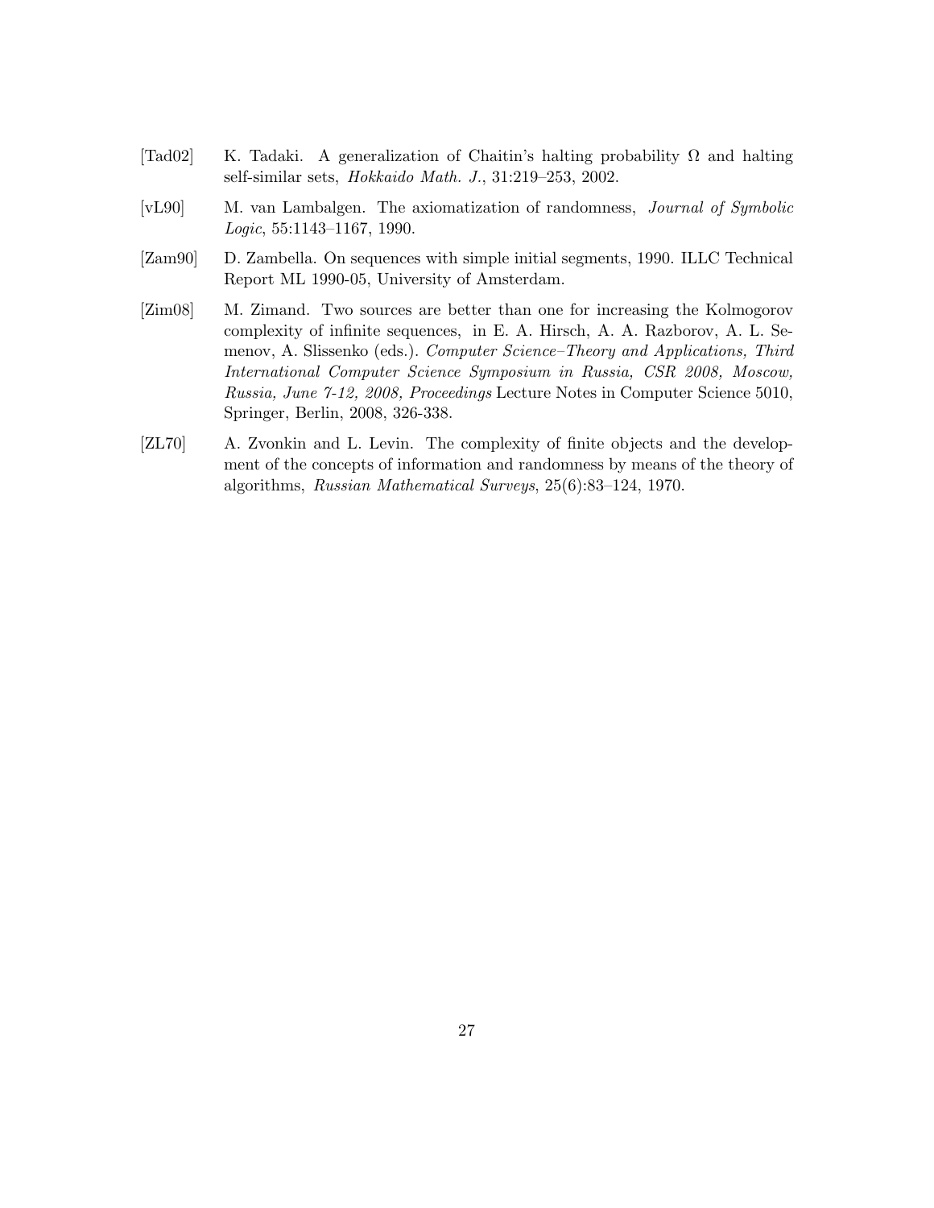[Tad02] K. Tadaki. A generalization of Chaitin's halting probability $\Omega$ and halting self-similar sets, *Hokkaido Math. J.*, 31:219–253, 2002.

[vL90] M. van Lambalgen. The axiomatization of randomness, *Journal of Symbolic Logic*, 55:1143–1167, 1990.

[Zam90] D. Zambella. On sequences with simple initial segments, 1990. ILLC Technical Report ML 1990-05, University of Amsterdam.

[Zim08] M. Zimand. Two sources are better than one for increasing the Kolmogorov complexity of infinite sequences, in E. A. Hirsch, A. A. Razborov, A. L. Semenov, A. Slissenko (eds.). *Computer Science–Theory and Applications, Third International Computer Science Symposium in Russia, CSR 2008, Moscow, Russia, June 7-12, 2008, Proceedings* Lecture Notes in Computer Science 5010, Springer, Berlin, 2008, 326-338.

[ZL70] A. Zvonkin and L. Levin. The complexity of finite objects and the development of the concepts of information and randomness by means of the theory of algorithms, *Russian Mathematical Surveys*, 25(6):83–124, 1970.